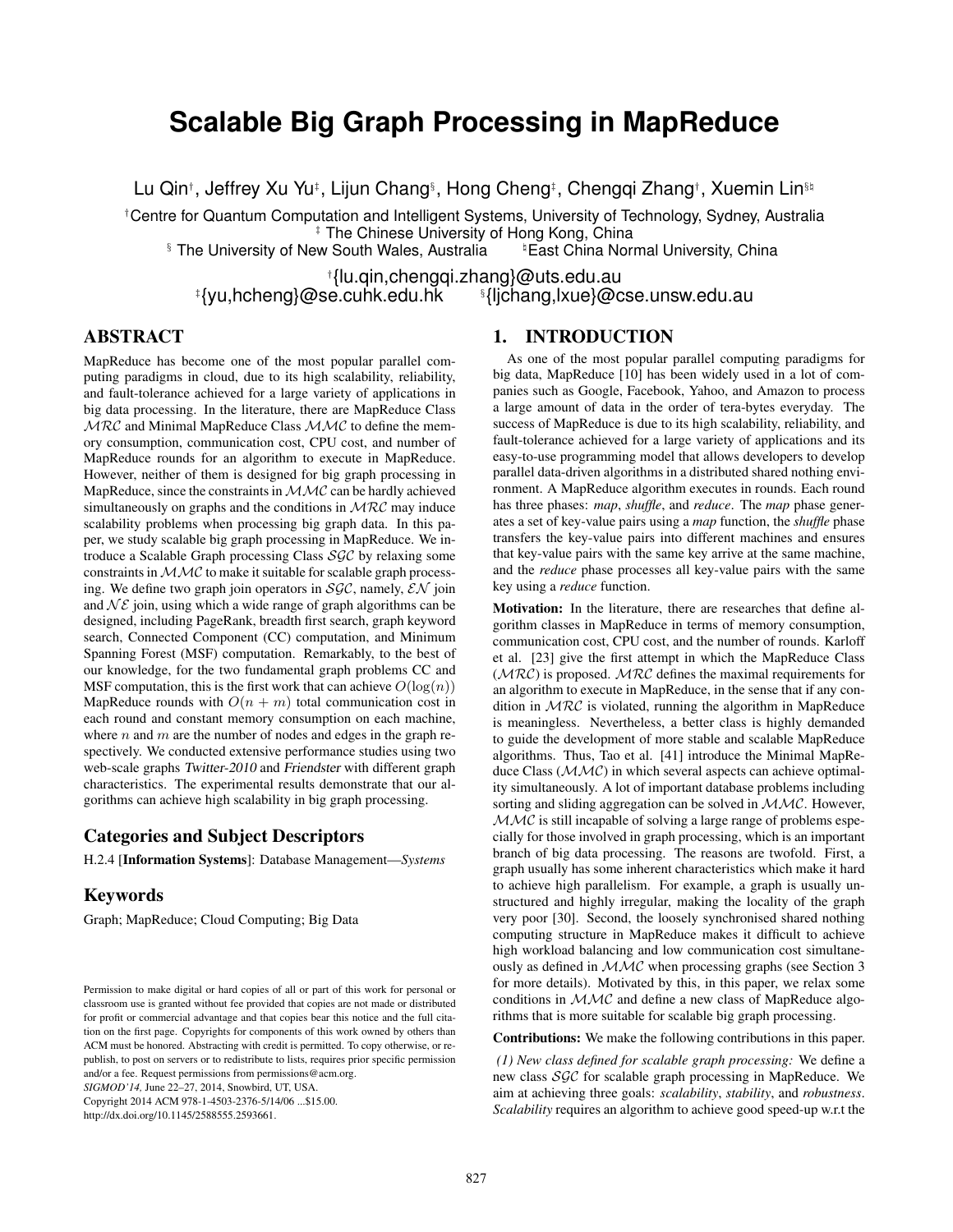# Scalable Big Graph Processing in MapReduce

Lu Qin[†], Jeffrey Xu Yu[‡], Lijun Chang[§], Hong Cheng[‡], Chengqi Zhang[†], Xuemin Lin[§♮]

[†]Centre for Quantum Computation and Intelligent Systems, University of Technology, Sydney, Australia
[‡] The Chinese University of Hong Kong, China
[§] The University of New South Wales, Australia [♮]East China Normal University, China

[†]{lu.qin,chengqi.zhang}@uts.edu.au
[‡]{yu,hcheng}@se.cuhk.edu.hk [§]{ljchang,lxue}@cse.unsw.edu.au

## ABSTRACT

MapReduce has become one of the most popular parallel computing paradigms in cloud, due to its high scalability, reliability, and fault-tolerance achieved for a large variety of applications in big data processing. In the literature, there are MapReduce Class $\mathcal{MRC}$ and Minimal MapReduce Class $\mathcal{MMC}$ to define the memory consumption, communication cost, CPU cost, and number of MapReduce rounds for an algorithm to execute in MapReduce. However, neither of them is designed for big graph processing in MapReduce, since the constraints in $\mathcal{MMC}$ can be hardly achieved simultaneously on graphs and the conditions in $\mathcal{MRC}$ may induce scalability problems when processing big graph data. In this paper, we study scalable big graph processing in MapReduce. We introduce a Scalable Graph processing Class $\mathcal{SGC}$ by relaxing some constraints in $\mathcal{MMC}$ to make it suitable for scalable graph processing. We define two graph join operators in $\mathcal{SGC}$, namely, $\mathcal{EN}$ join and $\mathcal{NE}$ join, using which a wide range of graph algorithms can be designed, including PageRank, breadth first search, graph keyword search, Connected Component (CC) computation, and Minimum Spanning Forest (MSF) computation. Remarkably, to the best of our knowledge, for the two fundamental graph problems CC and MSF computation, this is the first work that can achieve $O(\log(n))$ MapReduce rounds with $O(n + m)$ total communication cost in each round and constant memory consumption on each machine, where $n$ and $m$ are the number of nodes and edges in the graph respectively. We conducted extensive performance studies using two web-scale graphs *Twitter-2010* and *Friendster* with different graph characteristics. The experimental results demonstrate that our algorithms can achieve high scalability in big graph processing.

### Categories and Subject Descriptors

H.2.4 [**Information Systems**]: Database Management—*Systems*

### Keywords

Graph; MapReduce; Cloud Computing; Big Data

Permission to make digital or hard copies of all or part of this work for personal or classroom use is granted without fee provided that copies are not made or distributed for profit or commercial advantage and that copies bear this notice and the full citation on the first page. Copyrights for components of this work owned by others than ACM must be honored. Abstracting with credit is permitted. To copy otherwise, or republish, to post on servers or to redistribute to lists, requires prior specific permission and/or a fee. Request permissions from permissions@acm.org.
*SIGMOD'14,* June 22–27, 2014, Snowbird, UT, USA.
Copyright 2014 ACM 978-1-4503-2376-5/14/06 ...$15.00.
http://dx.doi.org/10.1145/2588555.2593661.

## 1. INTRODUCTION

As one of the most popular parallel computing paradigms for big data, MapReduce [10] has been widely used in a lot of companies such as Google, Facebook, Yahoo, and Amazon to process a large amount of data in the order of tera-bytes everyday. The success of MapReduce is due to its high scalability, reliability, and fault-tolerance achieved for a large variety of applications and its easy-to-use programming model that allows developers to develop parallel data-driven algorithms in a distributed shared nothing environment. A MapReduce algorithm executes in rounds. Each round has three phases: *map*, *shuffle*, and *reduce*. The *map* phase generates a set of key-value pairs using a *map* function, the *shuffle* phase transfers the key-value pairs into different machines and ensures that key-value pairs with the same key arrive at the same machine, and the *reduce* phase processes all key-value pairs with the same key using a *reduce* function.

**Motivation:** In the literature, there are researches that define algorithm classes in MapReduce in terms of memory consumption, communication cost, CPU cost, and the number of rounds. Karloff et al. [23] give the first attempt in which the MapReduce Class ($\mathcal{MRC}$) is proposed. $\mathcal{MRC}$ defines the maximal requirements for an algorithm to execute in MapReduce, in the sense that if any condition in $\mathcal{MRC}$ is violated, running the algorithm in MapReduce is meaningless. Nevertheless, a better class is highly demanded to guide the development of more stable and scalable MapReduce algorithms. Thus, Tao et al. [41] introduce the Minimal MapReduce Class ($\mathcal{MMC}$) in which several aspects can achieve optimality simultaneously. A lot of important database problems including sorting and sliding aggregation can be solved in $\mathcal{MMC}$. However, $\mathcal{MMC}$ is still incapable of solving a large range of problems especially for those involved in graph processing, which is an important branch of big data processing. The reasons are twofold. First, a graph usually has some inherent characteristics which make it hard to achieve high parallelism. For example, a graph is usually unstructured and highly irregular, making the locality of the graph very poor [30]. Second, the loosely synchronised shared nothing computing structure in MapReduce makes it difficult to achieve high workload balancing and low communication cost simultaneously as defined in $\mathcal{MMC}$ when processing graphs (see Section 3 for more details). Motivated by this, in this paper, we relax some conditions in $\mathcal{MMC}$ and define a new class of MapReduce algorithms that is more suitable for scalable big graph processing.

**Contributions:** We make the following contributions in this paper.

*(1) New class defined for scalable graph processing:* We define a new class $\mathcal{SGC}$ for scalable graph processing in MapReduce. We aim at achieving three goals: *scalability*, *stability*, and *robustness*. *Scalability* requires an algorithm to achieve good speed-up w.r.t the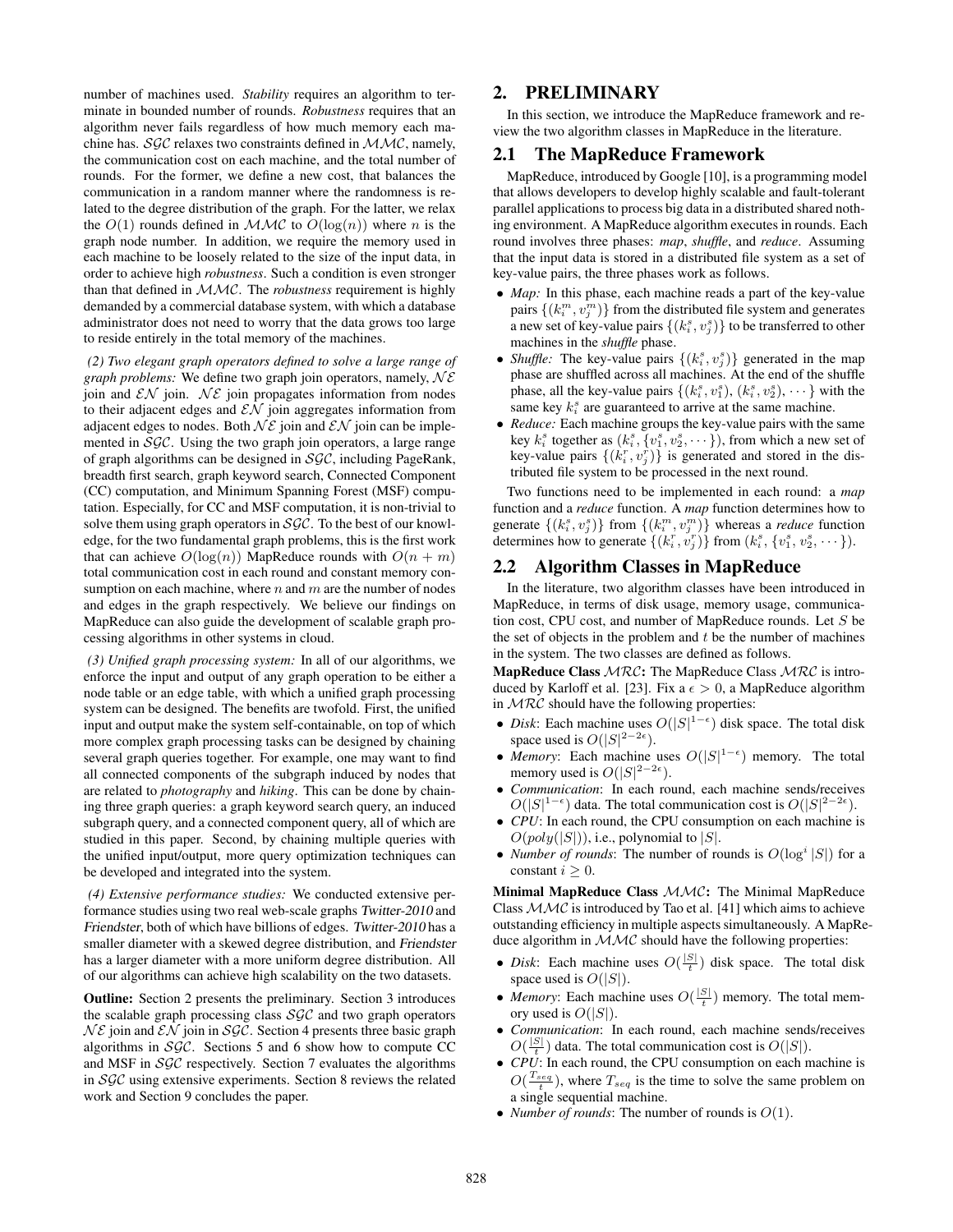number of machines used. *Stability* requires an algorithm to terminate in bounded number of rounds. *Robustness* requires that an algorithm never fails regardless of how much memory each machine has. $\mathcal{SGC}$ relaxes two constraints defined in $\mathcal{MMC}$, namely, the communication cost on each machine, and the total number of rounds. For the former, we define a new cost, that balances the communication in a random manner where the randomness is related to the degree distribution of the graph. For the latter, we relax the $O(1)$ rounds defined in $\mathcal{MMC}$ to $O(\log(n))$ where $n$ is the graph node number. In addition, we require the memory used in each machine to be loosely related to the size of the input data, in order to achieve high *robustness*. Such a condition is even stronger than that defined in $\mathcal{MMC}$. The *robustness* requirement is highly demanded by a commercial database system, with which a database administrator does not need to worry that the data grows too large to reside entirely in the total memory of the machines.

*(2) Two elegant graph operators defined to solve a large range of graph problems:* We define two graph join operators, namely, $\mathcal{NE}$ join and $\mathcal{EN}$ join. $\mathcal{NE}$ join propagates information from nodes to their adjacent edges and $\mathcal{EN}$ join aggregates information from adjacent edges to nodes. Both $\mathcal{NE}$ join and $\mathcal{EN}$ join can be implemented in $\mathcal{SGC}$. Using the two graph join operators, a large range of graph algorithms can be designed in $\mathcal{SGC}$, including PageRank, breadth first search, graph keyword search, Connected Component (CC) computation, and Minimum Spanning Forest (MSF) computation. Especially, for CC and MSF computation, it is non-trivial to solve them using graph operators in $\mathcal{SGC}$. To the best of our knowledge, for the two fundamental graph problems, this is the first work that can achieve $O(\log(n))$ MapReduce rounds with $O(n+m)$ total communication cost in each round and constant memory consumption on each machine, where $n$ and $m$ are the number of nodes and edges in the graph respectively. We believe our findings on MapReduce can also guide the development of scalable graph processing algorithms in other systems in cloud.

*(3) Unified graph processing system:* In all of our algorithms, we enforce the input and output of any graph operation to be either a node table or an edge table, with which a unified graph processing system can be designed. The benefits are twofold. First, the unified input and output make the system self-containable, on top of which more complex graph processing tasks can be designed by chaining several graph queries together. For example, one may want to find all connected components of the subgraph induced by nodes that are related to *photography* and *hiking*. This can be done by chaining three graph queries: a graph keyword search query, an induced subgraph query, and a connected component query, all of which are studied in this paper. Second, by chaining multiple queries with the unified input/output, more query optimization techniques can be developed and integrated into the system.

*(4) Extensive performance studies:* We conducted extensive performance studies using two real web-scale graphs *Twitter-2010* and *Friendster*, both of which have billions of edges. *Twitter-2010* has a smaller diameter with a skewed degree distribution, and *Friendster* has a larger diameter with a more uniform degree distribution. All of our algorithms can achieve high scalability on the two datasets.

**Outline:** Section 2 presents the preliminary. Section 3 introduces the scalable graph processing class $\mathcal{SGC}$ and two graph operators $\mathcal{NE}$ join and $\mathcal{EN}$ join in $\mathcal{SGC}$. Section 4 presents three basic graph algorithms in $\mathcal{SGC}$. Sections 5 and 6 show how to compute CC and MSF in $\mathcal{SGC}$ respectively. Section 7 evaluates the algorithms in $\mathcal{SGC}$ using extensive experiments. Section 8 reviews the related work and Section 9 concludes the paper.

## 2. PRELIMINARY

In this section, we introduce the MapReduce framework and review the two algorithm classes in MapReduce in the literature.

### 2.1 The MapReduce Framework

MapReduce, introduced by Google [10], is a programming model that allows developers to develop highly scalable and fault-tolerant parallel applications to process big data in a distributed shared nothing environment. A MapReduce algorithm executes in rounds. Each round involves three phases: *map*, *shuffle*, and *reduce*. Assuming that the input data is stored in a distributed file system as a set of key-value pairs, the three phases work as follows.

- *Map:* In this phase, each machine reads a part of the key-value pairs $\{(k_i^m, v_j^m)\}$ from the distributed file system and generates a new set of key-value pairs $\{(k_i^s, v_j^s)\}$ to be transferred to other machines in the *shuffle* phase.
- *Shuffle:* The key-value pairs $\{(k_i^s, v_j^s)\}$ generated in the map phase are shuffled across all machines. At the end of the shuffle phase, all the key-value pairs $\{(k_i^s, v_1^s), (k_i^s, v_2^s), \cdots\}$ with the same key $k_i^s$ are guaranteed to arrive at the same machine.
- *Reduce:* Each machine groups the key-value pairs with the same key $k_i^s$ together as $(k_i^s, \{v_1^s, v_2^s, \cdots\})$, from which a new set of key-value pairs $\{(k_i^r, v_j^r)\}$ is generated and stored in the distributed file system to be processed in the next round.

Two functions need to be implemented in each round: a *map* function and a *reduce* function. A *map* function determines how to generate $\{(k_i^s, v_j^s)\}$ from $\{(k_i^m, v_j^m)\}$ whereas a *reduce* function determines how to generate $\{(k_i^r, v_j^r)\}$ from $(k_i^s, \{v_1^s, v_2^s, \cdots\})$.

### 2.2 Algorithm Classes in MapReduce

In the literature, two algorithm classes have been introduced in MapReduce, in terms of disk usage, memory usage, communication cost, CPU cost, and number of MapReduce rounds. Let $S$ be the set of objects in the problem and $t$ be the number of machines in the system. The two classes are defined as follows.

**MapReduce Class $\mathcal{MRC}$:** The MapReduce Class $\mathcal{MRC}$ is introduced by Karloff et al. [23]. Fix a $\epsilon > 0$, a MapReduce algorithm in $\mathcal{MRC}$ should have the following properties:

- *Disk*: Each machine uses $O(|S|^{1-\epsilon})$ disk space. The total disk space used is $O(|S|^{2-2\epsilon})$.
- *Memory*: Each machine uses $O(|S|^{1-\epsilon})$ memory. The total memory used is $O(|S|^{2-2\epsilon})$.
- *Communication*: In each round, each machine sends/receives $O(|S|^{1-\epsilon})$ data. The total communication cost is $O(|S|^{2-2\epsilon})$.
- *CPU*: In each round, the CPU consumption on each machine is $O(poly(|S|))$, i.e., polynomial to $|S|$.
- *Number of rounds*: The number of rounds is $O(\log^i |S|)$ for a constant $i \geq 0$.

**Minimal MapReduce Class $\mathcal{MMC}$:** The Minimal MapReduce Class $\mathcal{MMC}$ is introduced by Tao et al. [41] which aims to achieve outstanding efficiency in multiple aspects simultaneously. A MapReduce algorithm in $\mathcal{MMC}$ should have the following properties:

- *Disk*: Each machine uses $O(\frac{|S|}{t})$ disk space. The total disk space used is $O(|S|)$.
- *Memory*: Each machine uses $O(\frac{|S|}{t})$ memory. The total memory used is $O(|S|)$.
- *Communication*: In each round, each machine sends/receives $O(\frac{|S|}{t})$ data. The total communication cost is $O(|S|)$.
- *CPU*: In each round, the CPU consumption on each machine is $O(\frac{T_{seq}}{t})$, where $T_{seq}$ is the time to solve the same problem on a single sequential machine.
- *Number of rounds*: The number of rounds is $O(1)$.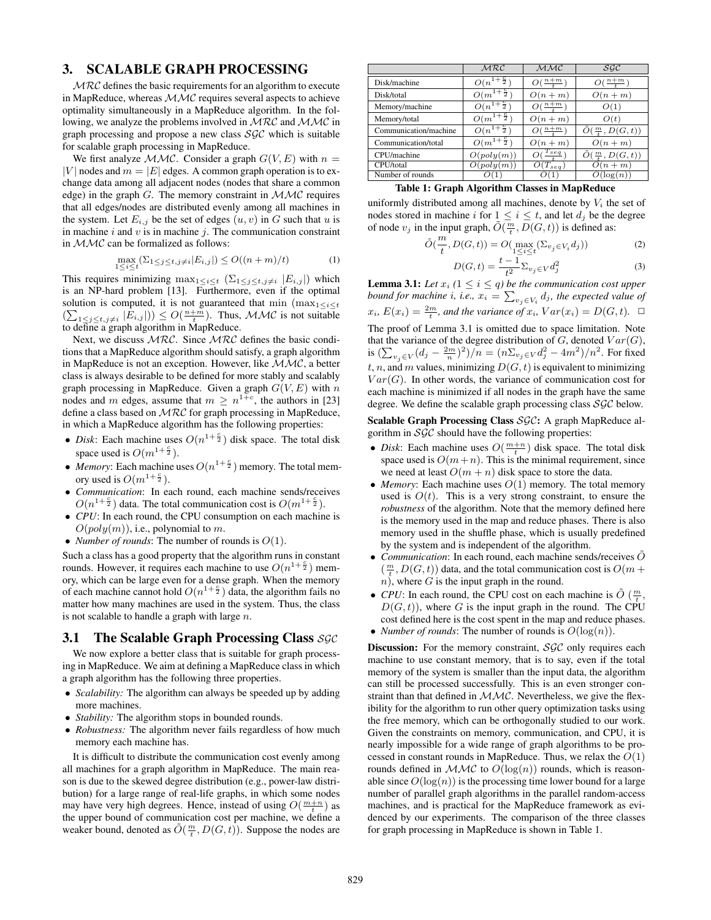## 3. SCALABLE GRAPH PROCESSING

$\mathcal{MRC}$ defines the basic requirements for an algorithm to execute in MapReduce, whereas $\mathcal{MMC}$ requires several aspects to achieve optimality simultaneously in a MapReduce algorithm. In the following, we analyze the problems involved in $\mathcal{MRC}$ and $\mathcal{MMC}$ in graph processing and propose a new class $\mathcal{SGC}$ which is suitable for scalable graph processing in MapReduce.

We first analyze $\mathcal{MMC}$. Consider a graph $G(V, E)$ with $n = |V|$ nodes and $m = |E|$ edges. A common graph operation is to exchange data among all adjacent nodes (nodes that share a common edge) in the graph $G$. The memory constraint in $\mathcal{MMC}$ requires that all edges/nodes are distributed evenly among all machines in the system. Let $E_{i,j}$ be the set of edges $(u, v)$ in $G$ such that $u$ is in machine $i$ and $v$ is in machine $j$. The communication constraint in $\mathcal{MMC}$ can be formalized as follows:

$$\max_{1 \leq i \leq t}(\Sigma_{1 \leq j \leq t, j \neq i}|E_{i,j}|) \leq O((n+m)/t) \tag{1}$$

This requires minimizing $\max_{1 \leq i \leq t}$ $(\Sigma_{1 \leq j \leq t, j \neq i}$ $|E_{i,j}|)$ which is an NP-hard problem [13]. Furthermore, even if the optimal solution is computed, it is not guaranteed that $\min$ $(\max_{1 \leq i \leq t}$ $(\sum_{1 \leq j \leq t, j \neq i}$ $|E_{i,j}|)) \leq O(\frac{n+m}{t})$. Thus, $\mathcal{MMC}$ is not suitable to define a graph algorithm in MapReduce.

Next, we discuss $\mathcal{MRC}$. Since $\mathcal{MRC}$ defines the basic conditions that a MapReduce algorithm should satisfy, a graph algorithm in MapReduce is not an exception. However, like $\mathcal{MMC}$, a better class is always desirable to be defined for more stably and scalably graph processing in MapReduce. Given a graph $G(V, E)$ with $n$ nodes and $m$ edges, assume that $m \geq n^{1+c}$, the authors in [23] define a class based on $\mathcal{MRC}$ for graph processing in MapReduce, in which a MapReduce algorithm has the following properties:

- *Disk*: Each machine uses $O(n^{1+\frac{c}{2}})$ disk space. The total disk space used is $O(m^{1+\frac{c}{2}})$.
- *Memory*: Each machine uses $O(n^{1+\frac{c}{2}})$ memory. The total memory used is $O(m^{1+\frac{c}{2}})$.
- *Communication*: In each round, each machine sends/receives $O(n^{1+\frac{c}{2}})$ data. The total communication cost is $O(m^{1+\frac{c}{2}})$.
- *CPU*: In each round, the CPU consumption on each machine is $O(poly(m))$, i.e., polynomial to $m$.
- *Number of rounds*: The number of rounds is $O(1)$.

Such a class has a good property that the algorithm runs in constant rounds. However, it requires each machine to use $O(n^{1+\frac{c}{2}})$ memory, which can be large even for a dense graph. When the memory of each machine cannot hold $O(n^{1+\frac{c}{2}})$ data, the algorithm fails no matter how many machines are used in the system. Thus, the class is not scalable to handle a graph with large $n$.

### 3.1 The Scalable Graph Processing Class $\mathcal{SGC}$

We now explore a better class that is suitable for graph processing in MapReduce. We aim at defining a MapReduce class in which a graph algorithm has the following three properties.

- *Scalability:* The algorithm can always be speeded up by adding more machines.
- *Stability:* The algorithm stops in bounded rounds.
- *Robustness:* The algorithm never fails regardless of how much memory each machine has.

It is difficult to distribute the communication cost evenly among all machines for a graph algorithm in MapReduce. The main reason is due to the skewed degree distribution (e.g., power-law distribution) for a large range of real-life graphs, in which some nodes may have very high degrees. Hence, instead of using $O(\frac{m+n}{t})$ as the upper bound of communication cost per machine, we define a weaker bound, denoted as $\tilde{O}(\frac{m}{t}, D(G,t))$. Suppose the nodes are uniformly distributed among all machines, denote by $V_i$ the set of nodes stored in machine $i$ for $1 \leq i \leq t$, and let $d_j$ be the degree of node $v_j$ in the input graph, $\tilde{O}(\frac{m}{t}, D(G,t))$ is defined as:

| | $\mathcal{MRC}$ | $\mathcal{MMC}$ | $\mathcal{SGC}$ |
|---|---|---|---|
| Disk/machine | $O(n^{1+\frac{c}{2}})$ | $O(\frac{n+m}{t})$ | $O(\frac{n+m}{t})$ |
| Disk/total | $O(m^{1+\frac{c}{2}})$ | $O(n+m)$ | $O(n+m)$ |
| Memory/machine | $O(n^{1+\frac{c}{2}})$ | $O(\frac{n+m}{t})$ | $O(1)$ |
| Memory/total | $O(m^{1+\frac{c}{2}})$ | $O(n+m)$ | $O(t)$ |
| Communication/machine | $O(n^{1+\frac{c}{2}})$ | $O(\frac{n+m}{t})$ | $\tilde{O}(\frac{m}{t}, D(G,t))$ |
| Communication/total | $O(m^{1+\frac{c}{2}})$ | $O(n+m)$ | $O(n+m)$ |
| CPU/machine | $O(poly(m))$ | $O(\frac{T_{seq}}{t})$ | $\tilde{O}(\frac{m}{t}, D(G,t))$ |
| CPU/total | $O(poly(m))$ | $O(T_{seq})$ | $O(n+m)$ |
| Number of rounds | $O(1)$ | $O(1)$ | $O(\log(n))$ |

**Table 1: Graph Algorithm Classes in MapReduce**

$$\tilde{O}(\frac{m}{t}, D(G,t)) = O(\max_{1 \leq i \leq t}(\Sigma_{v_j \in V_i} d_j)) \tag{2}$$

$$D(G,t) = \frac{t-1}{t^2}\Sigma_{v_j \in V} d_j^2 \tag{3}$$

**Lemma 3.1:** *Let $x_i$ ($1 \leq i \leq q$) be the communication cost upper bound for machine $i$, i.e., $x_i = \sum_{v_j \in V_i} d_j$, the expected value of $x_i$, $E(x_i) = \frac{2m}{t}$, and the variance of $x_i$, $Var(x_i) = D(G,t)$.* $\square$

The proof of Lemma 3.1 is omitted due to space limitation. Note that the variance of the degree distribution of $G$, denoted $Var(G)$, is $(\sum_{v_j \in V}(d_j - \frac{2m}{n})^2)/n = (n\Sigma_{v_j \in V} d_j^2 - 4m^2)/n^2$. For fixed $t$, $n$, and $m$ values, minimizing $D(G,t)$ is equivalent to minimizing $Var(G)$. In other words, the variance of communication cost for each machine is minimized if all nodes in the graph have the same degree. We define the scalable graph processing class $\mathcal{SGC}$ below.

**Scalable Graph Processing Class $\mathcal{SGC}$:** A graph MapReduce algorithm in $\mathcal{SGC}$ should have the following properties:

- *Disk*: Each machine uses $O(\frac{m+n}{t})$ disk space. The total disk space used is $O(m+n)$. This is the minimal requirement, since we need at least $O(m+n)$ disk space to store the data.
- *Memory*: Each machine uses $O(1)$ memory. The total memory used is $O(t)$. This is a very strong constraint, to ensure the *robustness* of the algorithm. Note that the memory defined here is the memory used in the map and reduce phases. There is also memory used in the shuffle phase, which is usually predefined by the system and is independent of the algorithm.
- *Communication*: In each round, each machine sends/receives $\tilde{O}$ $(\frac{m}{t}, D(G,t))$ data, and the total communication cost is $O(m+n)$, where $G$ is the input graph in the round.
- *CPU*: In each round, the CPU cost on each machine is $\tilde{O}$ $(\frac{m}{t}, D(G,t))$, where $G$ is the input graph in the round. The CPU cost defined here is the cost spent in the map and reduce phases.
- *Number of rounds*: The number of rounds is $O(\log(n))$.

**Discussion:** For the memory constraint, $\mathcal{SGC}$ only requires each machine to use constant memory, that is to say, even if the total memory of the system is smaller than the input data, the algorithm can still be processed successfully. This is an even stronger constraint than that defined in $\mathcal{MMC}$. Nevertheless, we give the flexibility for the algorithm to run other query optimization tasks using the free memory, which can be orthogonally studied to our work. Given the constraints on memory, communication, and CPU, it is nearly impossible for a wide range of graph algorithms to be processed in constant rounds in MapReduce. Thus, we relax the $O(1)$ rounds defined in $\mathcal{MMC}$ to $O(\log(n))$ rounds, which is reasonable since $O(\log(n))$ is the processing time lower bound for a large number of parallel graph algorithms in the parallel random-access machines, and is practical for the MapReduce framework as evidenced by our experiments. The comparison of the three classes for graph processing in MapReduce is shown in Table 1.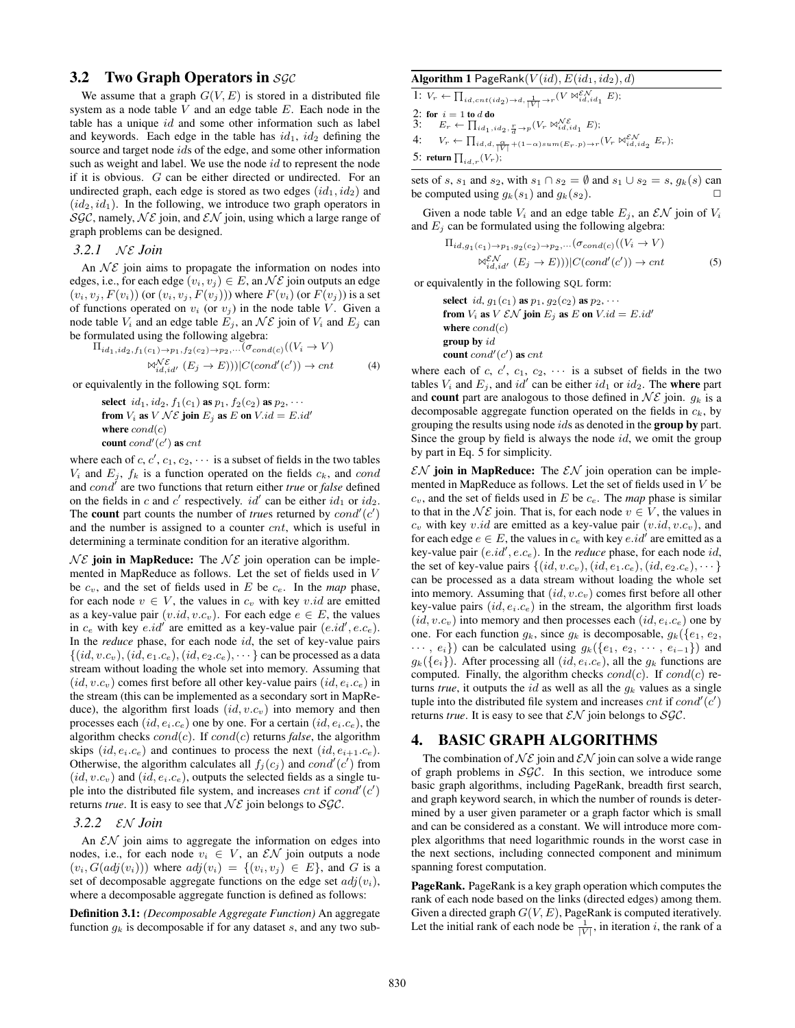### 3.2 Two Graph Operators in $\mathcal{SGC}$

We assume that a graph $G(V, E)$ is stored in a distributed file system as a node table $V$ and an edge table $E$. Each node in the table has a unique $id$ and some other information such as label and keywords. Each edge in the table has $id_1$, $id_2$ defining the source and target node $id$s of the edge, and some other information such as weight and label. We use the node $id$ to represent the node if it is obvious. $G$ can be either directed or undirected. For an undirected graph, each edge is stored as two edges $(id_1, id_2)$ and $(id_2, id_1)$. In the following, we introduce two graph operators in $\mathcal{SGC}$, namely, $\mathcal{NE}$ join, and $\mathcal{EN}$ join, using which a large range of graph problems can be designed.

#### 3.2.1 $\mathcal{NE}$ Join

An $\mathcal{NE}$ join aims to propagate the information on nodes into edges, i.e., for each edge $(v_i, v_j) \in E$, an $\mathcal{NE}$ join outputs an edge $(v_i, v_j, F(v_i))$ (or $(v_i, v_j, F(v_j))$) where $F(v_i)$ (or $F(v_j)$) is a set of functions operated on $v_i$ (or $v_j$) in the node table $V$. Given a node table $V_i$ and an edge table $E_j$, an $\mathcal{NE}$ join of $V_i$ and $E_j$ can be formulated using the following algebra:

$$\Pi_{id_1, id_2, f_1(c_1)\to p_1, f_2(c_2)\to p_2, \cdots}(\sigma_{cond(c)}((V_i \to V) \bowtie^{\mathcal{NE}}_{id, id'} (E_j \to E)))|C(cond'(c')) \to cnt \quad (4)$$

or equivalently in the following SQL form:

> **select** $id_1, id_2, f_1(c_1)$ **as** $p_1$, $f_2(c_2)$ **as** $p_2, \cdots$
> **from** $V_i$ **as** $V$ $\mathcal{NE}$ **join** $E_j$ **as** $E$ **on** $V.id = E.id'$
> **where** $cond(c)$
> **count** $cond'(c')$ **as** $cnt$

where each of $c$, $c'$, $c_1$, $c_2$, $\cdots$ is a subset of fields in the two tables $V_i$ and $E_j$, $f_k$ is a function operated on the fields $c_k$, and $cond$ and $cond'$ are two functions that return either *true* or *false* defined on the fields in $c$ and $c'$ respectively. $id'$ can be either $id_1$ or $id_2$. The **count** part counts the number of *true*s returned by $cond'(c')$ and the number is assigned to a counter $cnt$, which is useful in determining a terminate condition for an iterative algorithm.

**$\mathcal{NE}$ join in MapReduce:** The $\mathcal{NE}$ join operation can be implemented in MapReduce as follows. Let the set of fields used in $V$ be $c_v$, and the set of fields used in $E$ be $c_e$. In the *map* phase, for each node $v \in V$, the values in $c_v$ with key $v.id$ are emitted as a key-value pair $(v.id, v.c_v)$. For each edge $e \in E$, the values in $c_e$ with key $e.id'$ are emitted as a key-value pair $(e.id', e.c_e)$. In the *reduce* phase, for each node $id$, the set of key-value pairs $\{(id, v.c_v), (id, e_1.c_e), (id, e_2.c_e), \cdots\}$ can be processed as a data stream without loading the whole set into memory. Assuming that $(id, v.c_v)$ comes first before all other key-value pairs $(id, e_i.c_e)$ in the stream (this can be implemented as a secondary sort in MapReduce), the algorithm first loads $(id, v.c_v)$ into memory and then processes each $(id, e_i.c_e)$ one by one. For a certain $(id, e_i.c_e)$, the algorithm checks $cond(c)$. If $cond(c)$ returns *false*, the algorithm skips $(id, e_i.c_e)$ and continues to process the next $(id, e_{i+1}.c_e)$. Otherwise, the algorithm calculates all $f_j(c_j)$ and $cond'(c')$ from $(id, v.c_v)$ and $(id, e_i.c_e)$, outputs the selected fields as a single tuple into the distributed file system, and increases $cnt$ if $cond'(c')$ returns *true*. It is easy to see that $\mathcal{NE}$ join belongs to $\mathcal{SGC}$.

#### 3.2.2 $\mathcal{EN}$ Join

An $\mathcal{EN}$ join aims to aggregate the information on edges into nodes, i.e., for each node $v_i \in V$, an $\mathcal{EN}$ join outputs a node $(v_i, G(adj(v_i)))$ where $adj(v_i) = \{(v_i, v_j) \in E\}$, and $G$ is a set of decomposable aggregate functions on the edge set $adj(v_i)$, where a decomposable aggregate function is defined as follows:

**Definition 3.1:** *(Decomposable Aggregate Function)* An aggregate function $g_k$ is decomposable if for any dataset $s$, and any two subsets of $s$, $s_1$ and $s_2$, with $s_1 \cap s_2 = \emptyset$ and $s_1 \cup s_2 = s$, $g_k(s)$ can be computed using $g_k(s_1)$ and $g_k(s_2)$. □

Given a node table $V_i$ and an edge table $E_j$, an $\mathcal{EN}$ join of $V_i$ and $E_j$ can be formulated using the following algebra:

$$\Pi_{id, g_1(c_1)\to p_1, g_2(c_2)\to p_2, \cdots}(\sigma_{cond(c)}((V_i \to V) \bowtie^{\mathcal{EN}}_{id, id'} (E_j \to E)))|C(cond'(c')) \to cnt \quad (5)$$

or equivalently in the following SQL form:

> **select** $id$, $g_1(c_1)$ **as** $p_1$, $g_2(c_2)$ **as** $p_2, \cdots$
> **from** $V_i$ **as** $V$ $\mathcal{EN}$ **join** $E_j$ **as** $E$ **on** $V.id = E.id'$
> **where** $cond(c)$
> **group by** $id$
> **count** $cond'(c')$ **as** $cnt$

where each of $c$, $c'$, $c_1$, $c_2$, $\cdots$ is a subset of fields in the two tables $V_i$ and $E_j$, and $id'$ can be either $id_1$ or $id_2$. The **where** part and **count** part are analogous to those defined in $\mathcal{NE}$ join. $g_k$ is a decomposable aggregate function operated on the fields in $c_k$, by grouping the results using node $id$s as denoted in the **group by** part. Since the group by field is always the node $id$, we omit the group by part in Eq. 5 for simplicity.

**$\mathcal{EN}$ join in MapReduce:** The $\mathcal{EN}$ join operation can be implemented in MapReduce as follows. Let the set of fields used in $V$ be $c_v$, and the set of fields used in $E$ be $c_e$. The *map* phase is similar to that in the $\mathcal{NE}$ join. That is, for each node $v \in V$, the values in $c_v$ with key $v.id$ are emitted as a key-value pair $(v.id, v.c_v)$, and for each edge $e \in E$, the values in $c_e$ with key $e.id'$ are emitted as a key-value pair $(e.id', e.c_e)$. In the *reduce* phase, for each node $id$, the set of key-value pairs $\{(id, v.c_v), (id, e_1.c_e), (id, e_2.c_e), \cdots\}$ can be processed as a data stream without loading the whole set into memory. Assuming that $(id, v.c_v)$ comes first before all other key-value pairs $(id, e_i.c_e)$ in the stream, the algorithm first loads $(id, v.c_v)$ into memory and then processes each $(id, e_i.c_e)$ one by one. For each function $g_k$, since $g_k$ is decomposable, $g_k(\{e_1, e_2, \cdots, e_i\})$ can be calculated using $g_k(\{e_1, e_2, \cdots, e_{i-1}\})$ and $g_k(\{e_i\})$. After processing all $(id, e_i.c_e)$, all the $g_k$ functions are computed. Finally, the algorithm checks $cond(c)$. If $cond(c)$ returns *true*, it outputs the $id$ as well as all the $g_k$ values as a single tuple into the distributed file system and increases $cnt$ if $cond'(c')$ returns *true*. It is easy to see that $\mathcal{EN}$ join belongs to $\mathcal{SGC}$.

**Algorithm 1** PageRank($V(id)$, $E(id_1, id_2)$, $d$)

1: $V_r \leftarrow \Pi_{id, cnt(id_2)\to d, \frac{1}{|V|}\to r}(V \bowtie^{\mathcal{EN}}_{id, id_1} E)$;
2: **for** $i = 1$ **to** $d$ **do**
3: $\quad E_r \leftarrow \Pi_{id_1, id_2, \frac{r}{d}\to p}(V_r \bowtie^{\mathcal{NE}}_{id, id_1} E)$;
4: $\quad V_r \leftarrow \Pi_{id, d, \frac{\alpha}{|V|}+(1-\alpha)sum(E_r.p)\to r}(V_r \bowtie^{\mathcal{EN}}_{id, id_2} E_r)$;
5: **return** $\Pi_{id, r}(V_r)$;

## 4. BASIC GRAPH ALGORITHMS

The combination of $\mathcal{NE}$ join and $\mathcal{EN}$ join can solve a wide range of graph problems in $\mathcal{SGC}$. In this section, we introduce some basic graph algorithms, including PageRank, breadth first search, and graph keyword search, in which the number of rounds is determined by a user given parameter or a graph factor which is small and can be considered as a constant. We will introduce more complex algorithms that need logarithmic rounds in the worst case in the next sections, including connected component and minimum spanning forest computation.

**PageRank.** PageRank is a key graph operation which computes the rank of each node based on the links (directed edges) among them. Given a directed graph $G(V, E)$, PageRank is computed iteratively. Let the initial rank of each node be $\frac{1}{|V|}$, in iteration $i$, the rank of a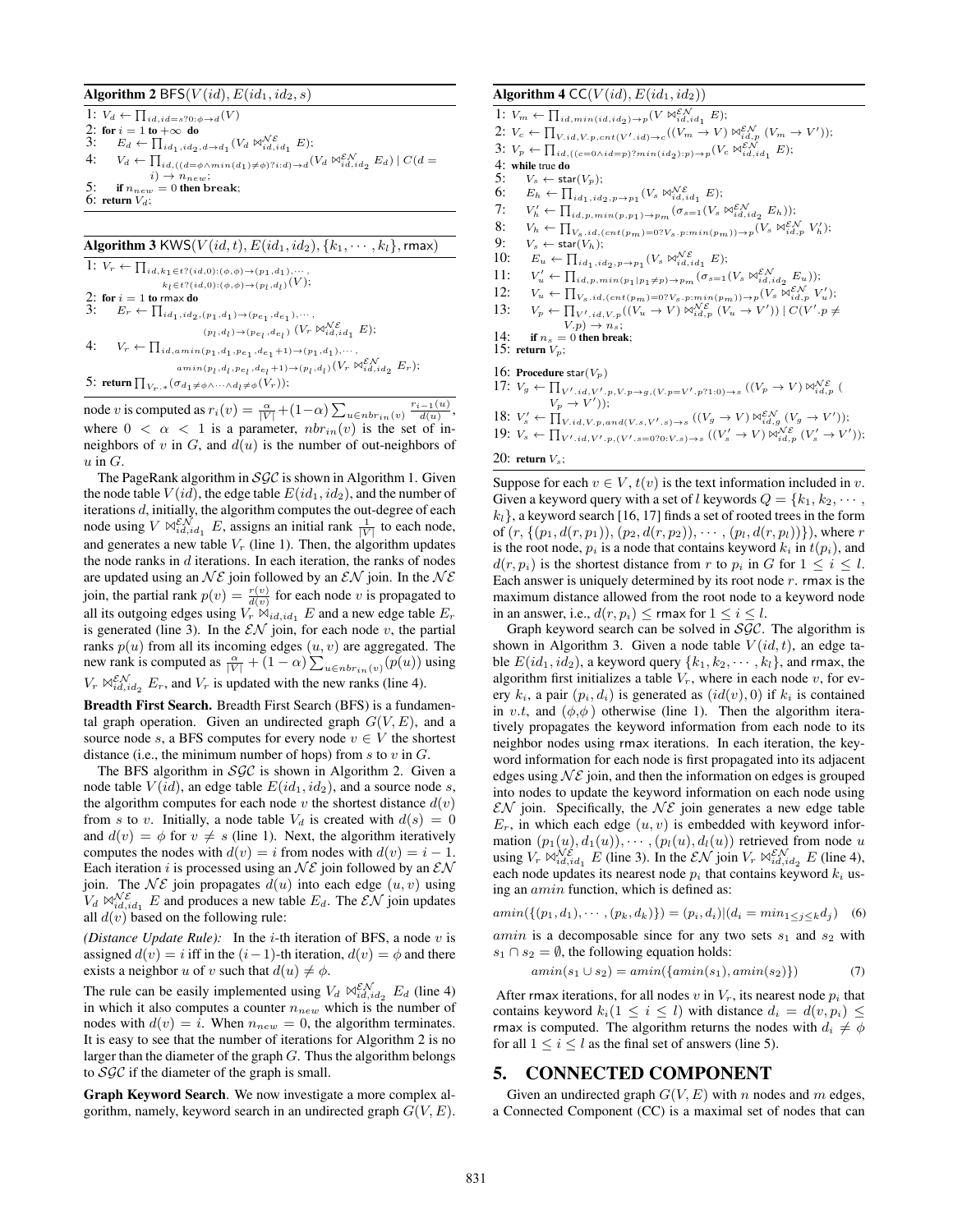**Algorithm 2** $\mathsf{BFS}(V(id), E(id_1, id_2, s)$

1: $V_d \leftarrow \prod_{id, id=s?0:\phi \rightarrow d}(V)$
2: **for** $i = 1$ **to** $+\infty$ **do**
3: $\quad E_d \leftarrow \prod_{id_1, id_2, d \rightarrow d_1}(V_d \bowtie^{\mathcal{NE}}_{id, id_1} E)$;
4: $\quad V_d \leftarrow \prod_{id, ((d=\phi \wedge min(d_1) \neq \phi)?i:d) \rightarrow d}(V_d \bowtie^{\mathcal{EN}}_{id, id_2} E_d) \mid C(d = i) \rightarrow n_{new}$;
5: $\quad$ **if** $n_{new} = 0$ **then break**;
6: **return** $V_d$;

**Algorithm 3** $\mathsf{KWS}(V(id,t), E(id_1, id_2), \{k_1, \cdots, k_l\}, \mathsf{rmax})$

1: $V_r \leftarrow \prod_{id, k_1 \in t?(id,0):(\phi,\phi) \rightarrow (p_1, d_1), \cdots, k_l \in t?(id,0):(\phi,\phi) \rightarrow (p_l, d_l)}(V)$;
2: **for** $i = 1$ **to** $\mathsf{rmax}$ **do**
3: $\quad E_r \leftarrow \prod_{id_1, id_2, (p_1, d_1) \rightarrow (p_{e_1}, d_{e_1}), \cdots, (p_l, d_l) \rightarrow (p_{e_l}, d_{e_l})}(V_r \bowtie^{\mathcal{NE}}_{id, id_1} E)$;
4: $\quad V_r \leftarrow \prod_{id, amin(p_1, d_1, p_{e_1}, d_{e_1}+1) \rightarrow (p_1, d_1), \cdots, amin(p_l, d_l, p_{e_l}, d_{e_l}+1) \rightarrow (p_l, d_l)}(V_r \bowtie^{\mathcal{EN}}_{id, id_2} E_r)$;
5: **return** $\prod_{V_r.*}(\sigma_{d_1 \neq \phi \wedge \cdots \wedge d_l \neq \phi}(V_r))$;

node $v$ is computed as $r_i(v) = \frac{\alpha}{|V|} + (1-\alpha) \sum_{u \in nbr_{in}(v)} \frac{r_{i-1}(u)}{d(u)}$, where $0 < \alpha < 1$ is a parameter, $nbr_{in}(v)$ is the set of in-neighbors of $v$ in $G$, and $d(u)$ is the number of out-neighbors of $u$ in $G$.

The PageRank algorithm in $\mathcal{SGC}$ is shown in Algorithm 1. Given the node table $V(id)$, the edge table $E(id_1, id_2)$, and the number of iterations $d$, initially, the algorithm computes the out-degree of each node using $V \bowtie^{\mathcal{EN}}_{id, id_1} E$, assigns an initial rank $\frac{1}{|V|}$ to each node, and generates a new table $V_r$ (line 1). Then, the algorithm updates the node ranks in $d$ iterations. In each iteration, the ranks of nodes are updated using an $\mathcal{NE}$ join followed by an $\mathcal{EN}$ join. In the $\mathcal{NE}$ join, the partial rank $p(v) = \frac{r(v)}{d(v)}$ for each node $v$ is propagated to all its outgoing edges using $V_r \bowtie_{id, id_1} E$ and a new edge table $E_r$ is generated (line 3). In the $\mathcal{EN}$ join, for each node $v$, the partial ranks $p(u)$ from all its incoming edges $(u, v)$ are aggregated. The new rank is computed as $\frac{\alpha}{|V|} + (1-\alpha) \sum_{u \in nbr_{in}(v)}(p(u))$ using $V_r \bowtie^{\mathcal{EN}}_{id, id_2} E_r$, and $V_r$ is updated with the new ranks (line 4).

**Breadth First Search.** Breadth First Search (BFS) is a fundamental graph operation. Given an undirected graph $G(V, E)$, and a source node $s$, a BFS computes for every node $v \in V$ the shortest distance (i.e., the minimum number of hops) from $s$ to $v$ in $G$.

The BFS algorithm in $\mathcal{SGC}$ is shown in Algorithm 2. Given a node table $V(id)$, an edge table $E(id_1, id_2)$, and a source node $s$, the algorithm computes for each node $v$ the shortest distance $d(v)$ from $s$ to $v$. Initially, a node table $V_d$ is created with $d(s) = 0$ and $d(v) = \phi$ for $v \neq s$ (line 1). Next, the algorithm iteratively computes the nodes with $d(v) = i$ from nodes with $d(v) = i - 1$. Each iteration $i$ is processed using an $\mathcal{NE}$ join followed by an $\mathcal{EN}$ join. The $\mathcal{NE}$ join propagates $d(u)$ into each edge $(u, v)$ using $V_d \bowtie^{\mathcal{NE}}_{id, id_1} E$ and produces a new table $E_d$. The $\mathcal{EN}$ join updates all $d(v)$ based on the following rule:

*(Distance Update Rule):* In the $i$-th iteration of BFS, a node $v$ is assigned $d(v) = i$ iff in the $(i-1)$-th iteration, $d(v) = \phi$ and there exists a neighbor $u$ of $v$ such that $d(u) \neq \phi$.

The rule can be easily implemented using $V_d \bowtie^{\mathcal{EN}}_{id, id_2} E_d$ (line 4) in which it also computes a counter $n_{new}$ which is the number of nodes with $d(v) = i$. When $n_{new} = 0$, the algorithm terminates. It is easy to see that the number of iterations for Algorithm 2 is no larger than the diameter of the graph $G$. Thus the algorithm belongs to $\mathcal{SGC}$ if the diameter of the graph is small.

**Graph Keyword Search**. We now investigate a more complex algorithm, namely, keyword search in an undirected graph $G(V, E)$.

**Algorithm 4** $\mathsf{CC}(V(id), E(id_1, id_2))$

1: $V_m \leftarrow \prod_{id, min(id, id_2) \rightarrow p}(V \bowtie^{\mathcal{EN}}_{id, id_1} E)$;
2: $V_c \leftarrow \prod_{V.id, V.p, cnt(V'.id) \rightarrow c}((V_m \rightarrow V) \bowtie^{\mathcal{EN}}_{id,p} (V_m \rightarrow V'))$;
3: $V_p \leftarrow \prod_{id, ((c=0 \wedge id=p)?min(id_2):p) \rightarrow p}(V_c \bowtie^{\mathcal{EN}}_{id, id_1} E)$;
4: **while** true **do**
5: $\quad V_s \leftarrow \mathsf{star}(V_p)$;
6: $\quad E_h \leftarrow \prod_{id_1, id_2, p \rightarrow p_1}(V_s \bowtie^{\mathcal{NE}}_{id, id_1} E)$;
7: $\quad V'_h \leftarrow \prod_{id, p, min(p, p_1) \rightarrow p_m}(\sigma_{s=1}(V_s \bowtie^{\mathcal{EN}}_{id, id_2} E_h))$;
8: $\quad V_h \leftarrow \prod_{V_s.id, (cnt(p_m)=0?V_s.p:min(p_m)) \rightarrow p}(V_s \bowtie^{\mathcal{EN}}_{id,p} V'_h)$;
9: $\quad V_s \leftarrow \mathsf{star}(V_h)$;
10: $\quad E_u \leftarrow \prod_{id_1, id_2, p \rightarrow p_1}(V_s \bowtie^{\mathcal{NE}}_{id, id_1} E)$;
11: $\quad V'_u \leftarrow \prod_{id, p, min(p_1 \mid p_1 \neq p) \rightarrow p_m}(\sigma_{s=1}(V_s \bowtie^{\mathcal{EN}}_{id, id_2} E_u))$;
12: $\quad V_u \leftarrow \prod_{V_s.id, (cnt(p_m)=0?V_s.p:min(p_m)) \rightarrow p}(V_s \bowtie^{\mathcal{EN}}_{id,p} V'_u)$;
13: $\quad V_p \leftarrow \prod_{V'.id, V.p}((V_u \rightarrow V) \bowtie^{\mathcal{NE}}_{id,p} (V_u \rightarrow V')) \mid C(V'.p \neq V.p) \rightarrow n_s$;
14: $\quad$ **if** $n_s = 0$ **then break**;
15: **return** $V_p$;

16: **Procedure** $\mathsf{star}(V_p)$
17: $V_g \leftarrow \prod_{V'.id, V'.p, V.p \rightarrow g, (V.p=V'.p?1:0) \rightarrow s}((V_p \rightarrow V) \bowtie^{\mathcal{NE}}_{id,p} (V_p \rightarrow V'))$;
18: $V'_s \leftarrow \prod_{V.id, V.p, and(V.s, V'.s) \rightarrow s}((V_g \rightarrow V) \bowtie^{\mathcal{EN}}_{id,g} (V_g \rightarrow V'))$;
19: $V_s \leftarrow \prod_{V'.id, V'.p, (V'.s=0?0:V.s) \rightarrow s}((V'_s \rightarrow V) \bowtie^{\mathcal{NE}}_{id,p} (V'_s \rightarrow V'))$;
20: **return** $V_s$;

Suppose for each $v \in V$, $t(v)$ is the text information included in $v$. Given a keyword query with a set of $l$ keywords $Q = \{k_1, k_2, \cdots, k_l\}$, a keyword search [16, 17] finds a set of rooted trees in the form of $(r, \{(p_1, d(r, p_1)), (p_2, d(r, p_2)), \cdots, (p_l, d(r, p_l))\})$, where $r$ is the root node, $p_i$ is a node that contains keyword $k_i$ in $t(p_i)$, and $d(r, p_i)$ is the shortest distance from $r$ to $p_i$ in $G$ for $1 \leq i \leq l$. Each answer is uniquely determined by its root node $r$. $\mathsf{rmax}$ is the maximum distance allowed from the root node to a keyword node in an answer, i.e., $d(r, p_i) \leq \mathsf{rmax}$ for $1 \leq i \leq l$.

Graph keyword search can be solved in $\mathcal{SGC}$. The algorithm is shown in Algorithm 3. Given a node table $V(id, t)$, an edge table $E(id_1, id_2)$, a keyword query $\{k_1, k_2, \cdots, k_l\}$, and $\mathsf{rmax}$, the algorithm first initializes a table $V_r$, where in each node $v$, for every $k_i$, a pair $(p_i, d_i)$ is generated as $(id(v), 0)$ if $k_i$ is contained in $v.t$, and $(\phi, \phi)$ otherwise (line 1). Then the algorithm iteratively propagates the keyword information from each node to its neighbor nodes using $\mathsf{rmax}$ iterations. In each iteration, the keyword information for each node is first propagated into its adjacent edges using $\mathcal{NE}$ join, and then the information on edges is grouped into nodes to update the keyword information on each node using $\mathcal{EN}$ join. Specifically, the $\mathcal{NE}$ join generates a new edge table $E_r$, in which each edge $(u, v)$ is embedded with keyword information $(p_1(u), d_1(u)), \cdots, (p_l(u), d_l(u))$ retrieved from node $u$ using $V_r \bowtie^{\mathcal{NE}}_{id, id_1} E$ (line 3). In the $\mathcal{EN}$ join $V_r \bowtie^{\mathcal{EN}}_{id, id_2} E$ (line 4), each node updates its nearest node $p_i$ that contains keyword $k_i$ using an $amin$ function, which is defined as:

$$amin(\{(p_1, d_1), \cdots, (p_k, d_k)\}) = (p_i, d_i) \mid (d_i = min_{1 \leq j \leq k} d_j) \quad (6)$$

$amin$ is a decomposable since for any two sets $s_1$ and $s_2$ with $s_1 \cap s_2 = \emptyset$, the following equation holds:

$$amin(s_1 \cup s_2) = amin(\{amin(s_1), amin(s_2)\}) \quad (7)$$

After $\mathsf{rmax}$ iterations, for all nodes $v$ in $V_r$, its nearest node $p_i$ that contains keyword $k_i (1 \leq i \leq l)$ with distance $d_i = d(v, p_i) \leq \mathsf{rmax}$ is computed. The algorithm returns the nodes with $d_i \neq \phi$ for all $1 \leq i \leq l$ as the final set of answers (line 5).

## 5. CONNECTED COMPONENT

Given an undirected graph $G(V, E)$ with $n$ nodes and $m$ edges, a Connected Component (CC) is a maximal set of nodes that can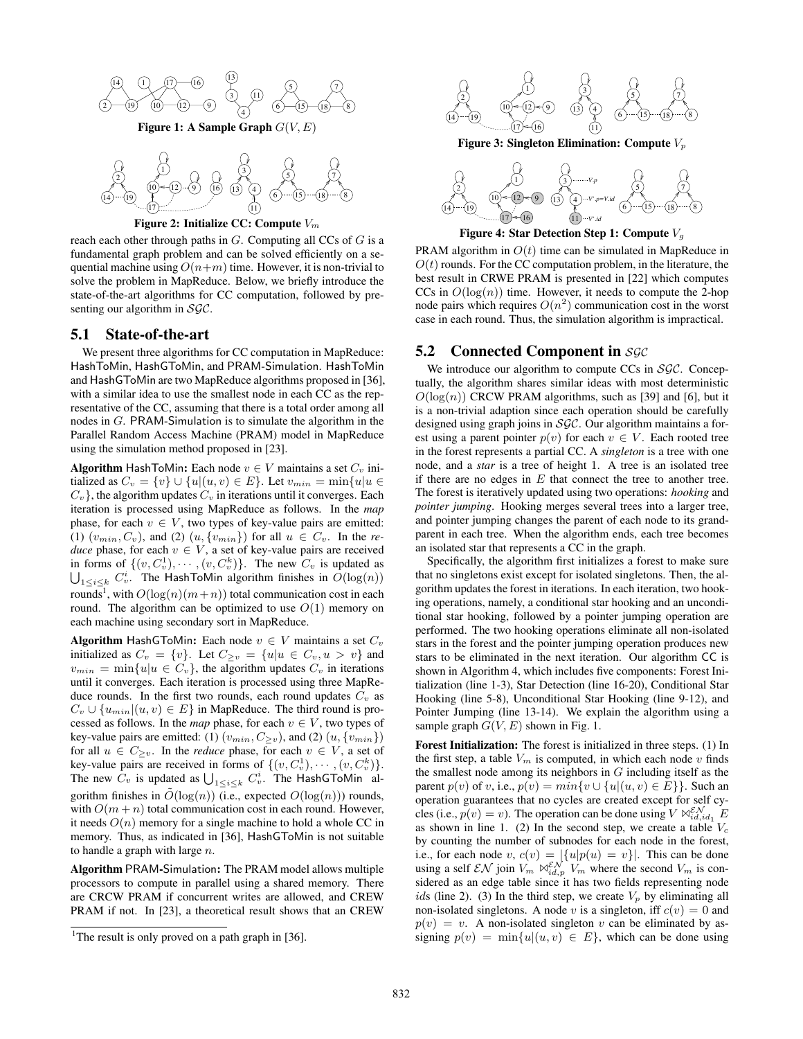Figure 1: A Sample Graph $G(V, E)$

Figure 2: Initialize CC: Compute $V_m$

reach each other through paths in $G$. Computing all CCs of $G$ is a fundamental graph problem and can be solved efficiently on a sequential machine using $O(n+m)$ time. However, it is non-trivial to solve the problem in MapReduce. Below, we briefly introduce the state-of-the-art algorithms for CC computation, followed by presenting our algorithm in $\mathcal{SGC}$.

## 5.1 State-of-the-art

We present three algorithms for CC computation in MapReduce: HashToMin, HashGToMin, and PRAM-Simulation. HashToMin and HashGToMin are two MapReduce algorithms proposed in [36], with a similar idea to use the smallest node in each CC as the representative of the CC, assuming that there is a total order among all nodes in $G$. PRAM-Simulation is to simulate the algorithm in the Parallel Random Access Machine (PRAM) model in MapReduce using the simulation method proposed in [23].

**Algorithm** HashToMin**:** Each node $v \in V$ maintains a set $C_v$ initialized as $C_v = \{v\} \cup \{u|(u, v) \in E\}$. Let $v_{min} = \min\{u|u \in C_v\}$, the algorithm updates $C_v$ in iterations until it converges. Each iteration is processed using MapReduce as follows. In the *map* phase, for each $v \in V$, two types of key-value pairs are emitted: (1) $(v_{min}, C_v)$, and (2) $(u, \{v_{min}\})$ for all $u \in C_v$. In the *reduce* phase, for each $v \in V$, a set of key-value pairs are received in forms of $\{(v, C_v^1), \cdots, (v, C_v^k)\}$. The new $C_v$ is updated as $\bigcup_{1 \le i \le k} C_v^i$. The HashToMin algorithm finishes in $O(\log(n))$ rounds[1], with $O(\log(n)(m+n))$ total communication cost in each round. The algorithm can be optimized to use $O(1)$ memory on each machine using secondary sort in MapReduce.

**Algorithm** HashGToMin**:** Each node $v \in V$ maintains a set $C_v$ initialized as $C_v = \{v\}$. Let $C_{\ge v} = \{u|u \in C_v, u > v\}$ and $v_{min} = \min\{u|u \in C_v\}$, the algorithm updates $C_v$ in iterations until it converges. Each iteration is processed using three MapReduce rounds. In the first two rounds, each round updates $C_v$ as $C_v \cup \{u_{min}|(u, v) \in E\}$ in MapReduce. The third round is processed as follows. In the *map* phase, for each $v \in V$, two types of key-value pairs are emitted: (1) $(v_{min}, C_{\ge v})$, and (2) $(u, \{v_{min}\})$ for all $u \in C_{\ge v}$. In the *reduce* phase, for each $v \in V$, a set of key-value pairs are received in forms of $\{(v, C_v^1), \cdots, (v, C_v^k)\}$. The new $C_v$ is updated as $\bigcup_{1 \le i \le k} C_v^i$. The HashGToMin algorithm finishes in $\tilde{O}(\log(n))$ (i.e., expected $O(\log(n))$) rounds, with $O(m+n)$ total communication cost in each round. However, it needs $O(n)$ memory for a single machine to hold a whole CC in memory. Thus, as indicated in [36], HashGToMin is not suitable to handle a graph with large $n$.

**Algorithm** PRAM-Simulation**:** The PRAM model allows multiple processors to compute in parallel using a shared memory. There are CRCW PRAM if concurrent writes are allowed, and CREW PRAM if not. In [23], a theoretical result shows that an CREW PRAM algorithm in $O(t)$ time can be simulated in MapReduce in $O(t)$ rounds. For the CC computation problem, in the literature, the best result in CRWE PRAM is presented in [22] which computes CCs in $O(\log(n))$ time. However, it needs to compute the 2-hop node pairs which requires $O(n^2)$ communication cost in the worst case in each round. Thus, the simulation algorithm is impractical.

[1] The result is only proved on a path graph in [36].

Figure 3: Singleton Elimination: Compute $V_p$

Figure 4: Star Detection Step 1: Compute $V_g$

## 5.2 Connected Component in $\mathcal{SGC}$

We introduce our algorithm to compute CCs in $\mathcal{SGC}$. Conceptually, the algorithm shares similar ideas with most deterministic $O(\log(n))$ CRCW PRAM algorithms, such as [39] and [6], but it is a non-trivial adaption since each operation should be carefully designed using graph joins in $\mathcal{SGC}$. Our algorithm maintains a forest using a parent pointer $p(v)$ for each $v \in V$. Each rooted tree in the forest represents a partial CC. A *singleton* is a tree with one node, and a *star* is a tree of height 1. A tree is an isolated tree if there are no edges in $E$ that connect the tree to another tree. The forest is iteratively updated using two operations: *hooking* and *pointer jumping*. Hooking merges several trees into a larger tree, and pointer jumping changes the parent of each node to its grandparent in each tree. When the algorithm ends, each tree becomes an isolated star that represents a CC in the graph.

Specifically, the algorithm first initializes a forest to make sure that no singletons exist except for isolated singletons. Then, the algorithm updates the forest in iterations. In each iteration, two hooking operations, namely, a conditional star hooking and an unconditional star hooking, followed by a pointer jumping operation are performed. The two hooking operations eliminate all non-isolated stars in the forest and the pointer jumping operation produces new stars to be eliminated in the next iteration. Our algorithm CC is shown in Algorithm 4, which includes five components: Forest Initialization (line 1-3), Star Detection (line 16-20), Conditional Star Hooking (line 5-8), Unconditional Star Hooking (line 9-12), and Pointer Jumping (line 13-14). We explain the algorithm using a sample graph $G(V, E)$ shown in Fig. 1.

**Forest Initialization:** The forest is initialized in three steps. (1) In the first step, a table $V_m$ is computed, in which each node $v$ finds the smallest node among its neighbors in $G$ including itself as the parent $p(v)$ of $v$, i.e., $p(v) = min\{v \cup \{u|(u, v) \in E\}\}$. Such an operation guarantees that no cycles are created except for self cycles (i.e., $p(v) = v$). The operation can be done using $V \bowtie_{id,id_1}^{\mathcal{EN}} E$ as shown in line 1. (2) In the second step, we create a table $V_c$ by counting the number of subnodes for each node in the forest, i.e., for each node $v$, $c(v) = |\{u|p(u) = v\}|$. This can be done using a self $\mathcal{EN}$ join $V_m \bowtie_{id,p}^{\mathcal{EN}} V_m$ where the second $V_m$ is considered as an edge table since it has two fields representing node $id$s (line 2). (3) In the third step, we create $V_p$ by eliminating all non-isolated singletons. A node $v$ is a singleton, iff $c(v) = 0$ and $p(v) = v$. A non-isolated singleton $v$ can be eliminated by assigning $p(v) = \min\{u|(u, v) \in E\}$, which can be done using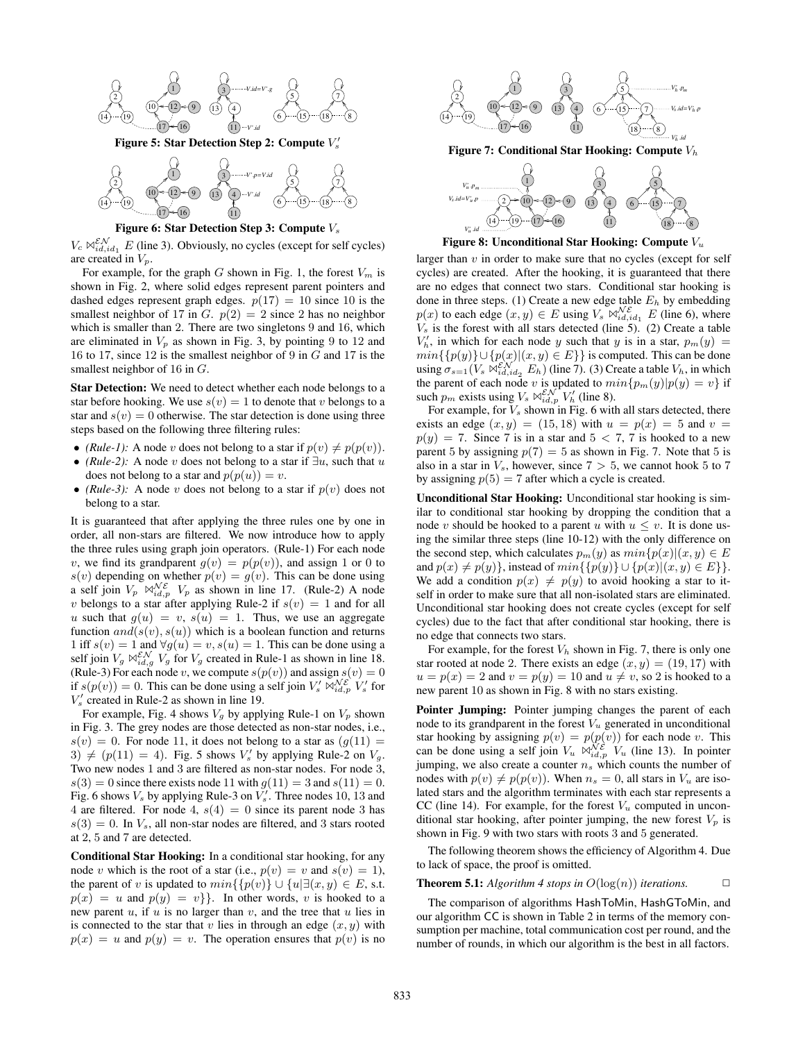Figure 5: Star Detection Step 2: Compute $V_s'$

Figure 6: Star Detection Step 3: Compute $V_s$

$V_c \bowtie_{id,id_1}^{\mathcal{EN}} E$ (line 3). Obviously, no cycles (except for self cycles) are created in $V_p$.

For example, for the graph $G$ shown in Fig. 1, the forest $V_m$ is shown in Fig. 2, where solid edges represent parent pointers and dashed edges represent graph edges. $p(17) = 10$ since 10 is the smallest neighbor of 17 in $G$. $p(2) = 2$ since 2 has no neighbor which is smaller than 2. There are two singletons 9 and 16, which are eliminated in $V_p$ as shown in Fig. 3, by pointing 9 to 12 and 16 to 17, since 12 is the smallest neighbor of 9 in $G$ and 17 is the smallest neighbor of 16 in $G$.

**Star Detection:** We need to detect whether each node belongs to a star before hooking. We use $s(v) = 1$ to denote that $v$ belongs to a star and $s(v) = 0$ otherwise. The star detection is done using three steps based on the following three filtering rules:

- *(Rule-1):* A node $v$ does not belong to a star if $p(v) \neq p(p(v))$.
- *(Rule-2):* A node $v$ does not belong to a star if $\exists u$, such that $u$ does not belong to a star and $p(p(u)) = v$.
- *(Rule-3):* A node $v$ does not belong to a star if $p(v)$ does not belong to a star.

It is guaranteed that after applying the three rules one by one in order, all non-stars are filtered. We now introduce how to apply the three rules using graph join operators. (Rule-1) For each node $v$, we find its grandparent $g(v) = p(p(v))$, and assign 1 or 0 to $s(v)$ depending on whether $p(v) = g(v)$. This can be done using a self join $V_p \bowtie_{id,p}^{\mathcal{NE}} V_p$ as shown in line 17. (Rule-2) A node $v$ belongs to a star after applying Rule-2 if $s(v) = 1$ and for all $u$ such that $g(u) = v$, $s(u) = 1$. Thus, we use an aggregate function $and(s(v), s(u))$ which is a boolean function and returns 1 iff $s(v) = 1$ and $\forall g(u) = v, s(u) = 1$. This can be done using a self join $V_g \bowtie_{id,g}^{\mathcal{EN}} V_g$ for $V_g$ created in Rule-1 as shown in line 18. (Rule-3) For each node $v$, we compute $s(p(v))$ and assign $s(v) = 0$ if $s(p(v)) = 0$. This can be done using a self join $V_s' \bowtie_{id,p}^{\mathcal{NE}} V_s'$ for $V_s'$ created in Rule-2 as shown in line 19.

For example, Fig. 4 shows $V_g$ by applying Rule-1 on $V_p$ shown in Fig. 3. The grey nodes are those detected as non-star nodes, i.e., $s(v) = 0$. For node 11, it does not belong to a star as $(g(11) = 3) \neq (p(11) = 4)$. Fig. 5 shows $V_s'$ by applying Rule-2 on $V_g$. Two new nodes 1 and 3 are filtered as non-star nodes. For node 3, $s(3) = 0$ since there exists node 11 with $g(11) = 3$ and $s(11) = 0$. Fig. 6 shows $V_s$ by applying Rule-3 on $V_s'$. Three nodes 10, 13 and 4 are filtered. For node 4, $s(4) = 0$ since its parent node 3 has $s(3) = 0$. In $V_s$, all non-star nodes are filtered, and 3 stars rooted at 2, 5 and 7 are detected.

**Conditional Star Hooking:** In a conditional star hooking, for any node $v$ which is the root of a star (i.e., $p(v) = v$ and $s(v) = 1$), the parent of $v$ is updated to $min\{\{p(v)\} \cup \{u | \exists (x, y) \in E$, s.t. $p(x) = u$ and $p(y) = v\}\}$. In other words, $v$ is hooked to a new parent $u$, if $u$ is no larger than $v$, and the tree that $u$ lies in is connected to the star that $v$ lies in through an edge $(x, y)$ with $p(x) = u$ and $p(y) = v$. The operation ensures that $p(v)$ is no larger than $v$ in order to make sure that no cycles (except for self cycles) are created. After the hooking, it is guaranteed that there are no edges that connect two stars. Conditional star hooking is done in three steps. (1) Create a new edge table $E_h$ by embedding $p(x)$ to each edge $(x, y) \in E$ using $V_s \bowtie_{id,id_1}^{\mathcal{NE}} E$ (line 6), where $V_s$ is the forest with all stars detected (line 5). (2) Create a table $V_h'$, in which for each node $y$ such that $y$ is in a star, $p_m(y) = min\{\{p(y)\} \cup \{p(x) | (x, y) \in E\}\}$ is computed. This can be done using $\sigma_{s=1}(V_s \bowtie_{id,id_2}^{\mathcal{EN}} E_h)$ (line 7). (3) Create a table $V_h$, in which the parent of each node $v$ is updated to $min\{p_m(y) | p(y) = v\}$ if such $p_m$ exists using $V_s \bowtie_{id,p}^{\mathcal{EN}} V_h'$ (line 8).

For example, for $V_s$ shown in Fig. 6 with all stars detected, there exists an edge $(x, y) = (15, 18)$ with $u = p(x) = 5$ and $v = p(y) = 7$. Since 7 is in a star and $5 < 7$, 7 is hooked to a new parent 5 by assigning $p(7) = 5$ as shown in Fig. 7. Note that 5 is also in a star in $V_s$, however, since $7 > 5$, we cannot hook 5 to 7 by assigning $p(5) = 7$ after which a cycle is created.

**Unconditional Star Hooking:** Unconditional star hooking is similar to conditional star hooking by dropping the condition that a node $v$ should be hooked to a parent $u$ with $u \leq v$. It is done using the similar three steps (line 10-12) with the only difference on the second step, which calculates $p_m(y)$ as $min\{p(x) | (x, y) \in E$ and $p(x) \neq p(y)\}$, instead of $min\{\{p(y)\} \cup \{p(x) | (x, y) \in E\}\}$. We add a condition $p(x) \neq p(y)$ to avoid hooking a star to itself in order to make sure that all non-isolated stars are eliminated. Unconditional star hooking does not create cycles (except for self cycles) due to the fact that after conditional star hooking, there is no edge that connects two stars.

For example, for the forest $V_h$ shown in Fig. 7, there is only one star rooted at node 2. There exists an edge $(x, y) = (19, 17)$ with $u = p(x) = 2$ and $v = p(y) = 10$ and $u \neq v$, so 2 is hooked to a new parent 10 as shown in Fig. 8 with no stars existing.

**Pointer Jumping:** Pointer jumping changes the parent of each node to its grandparent in the forest $V_u$ generated in unconditional star hooking by assigning $p(v) = p(p(v))$ for each node $v$. This can be done using a self join $V_u \bowtie_{id,p}^{\mathcal{NE}} V_u$ (line 13). In pointer jumping, we also create a counter $n_s$ which counts the number of nodes with $p(v) \neq p(p(v))$. When $n_s = 0$, all stars in $V_u$ are isolated stars and the algorithm terminates with each star represents a CC (line 14). For example, for the forest $V_u$ computed in unconditional star hooking, after pointer jumping, the new forest $V_p$ is shown in Fig. 9 with two stars with roots 3 and 5 generated.

The following theorem shows the efficiency of Algorithm 4. Due to lack of space, the proof is omitted.

**Theorem 5.1:** *Algorithm 4 stops in $O(\log(n))$ iterations.* □

The comparison of algorithms HashToMin, HashGToMin, and our algorithm CC is shown in Table 2 in terms of the memory consumption per machine, total communication cost per round, and the number of rounds, in which our algorithm is the best in all factors.

Figure 7: Conditional Star Hooking: Compute $V_h$

Figure 8: Unconditional Star Hooking: Compute $V_u$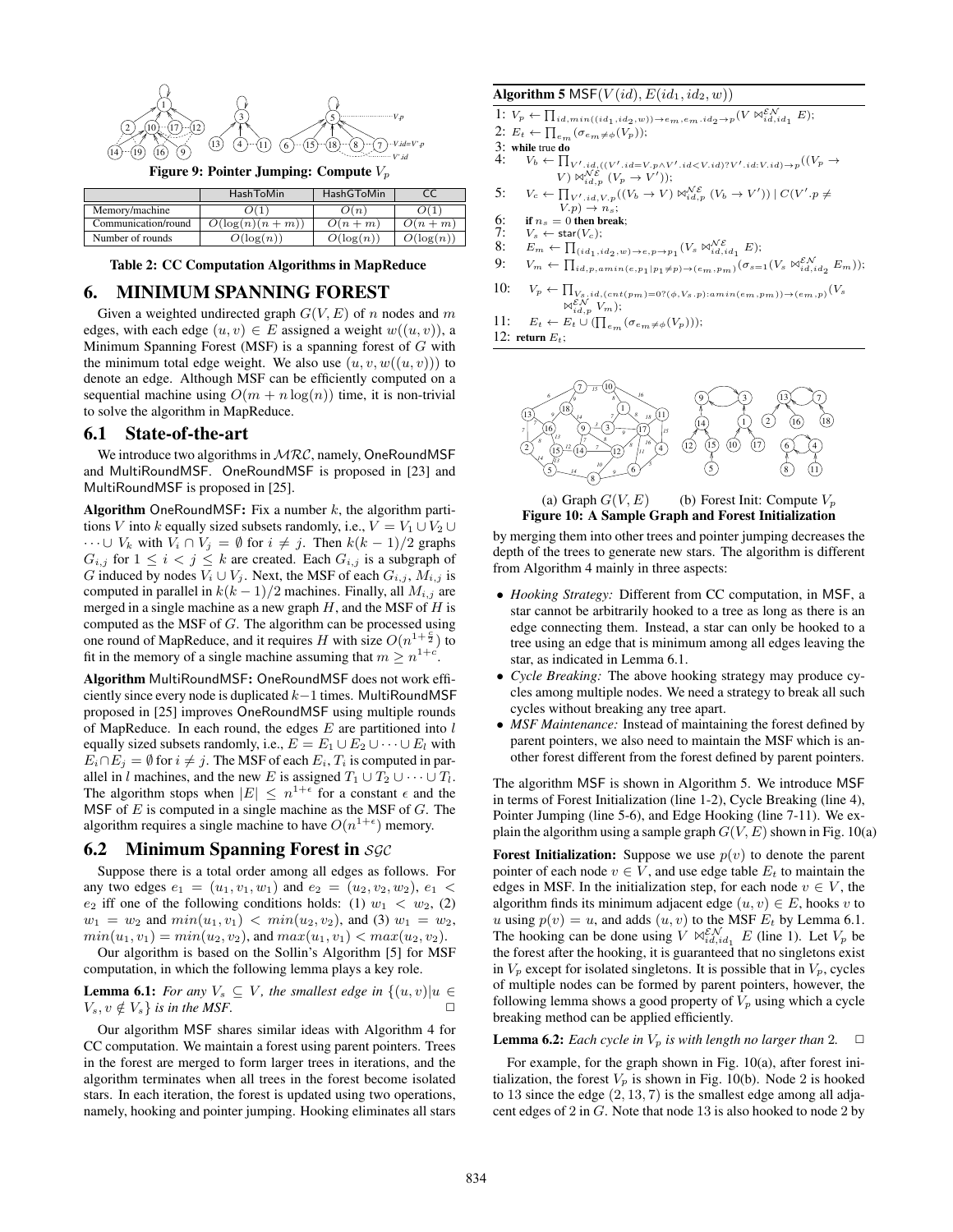**Figure 9: Pointer Jumping: Compute $V_p$**

|  | HashToMin | HashGToMin | CC |
|---|---|---|---|
| Memory/machine | $O(1)$ | $O(n)$ | $O(1)$ |
| Communication/round | $O(\log(n)(n+m))$ | $O(n+m)$ | $O(n+m)$ |
| Number of rounds | $O(\log(n))$ | $O(\log(n))$ | $O(\log(n))$ |

**Table 2: CC Computation Algorithms in MapReduce**

# 6. MINIMUM SPANNING FOREST

Given a weighted undirected graph $G(V, E)$ of $n$ nodes and $m$ edges, with each edge $(u, v) \in E$ assigned a weight $w((u, v))$, a Minimum Spanning Forest (MSF) is a spanning forest of $G$ with the minimum total edge weight. We also use $(u, v, w((u, v)))$ to denote an edge. Although MSF can be efficiently computed on a sequential machine using $O(m + n\log(n))$ time, it is non-trivial to solve the algorithm in MapReduce.

## 6.1 State-of-the-art

We introduce two algorithms in $\mathcal{MRC}$, namely, OneRoundMSF and MultiRoundMSF. OneRoundMSF is proposed in [23] and MultiRoundMSF is proposed in [25].

**Algorithm** OneRoundMSF**:** Fix a number $k$, the algorithm partitions $V$ into $k$ equally sized subsets randomly, i.e., $V = V_1 \cup V_2 \cup \cdots \cup V_k$ with $V_i \cap V_j = \emptyset$ for $i \neq j$. Then $k(k-1)/2$ graphs $G_{i,j}$ for $1 \le i < j \le k$ are created. Each $G_{i,j}$ is a subgraph of $G$ induced by nodes $V_i \cup V_j$. Next, the MSF of each $G_{i,j}$, $M_{i,j}$ is computed in parallel in $k(k-1)/2$ machines. Finally, all $M_{i,j}$ are merged in a single machine as a new graph $H$, and the MSF of $H$ is computed as the MSF of $G$. The algorithm can be processed using one round of MapReduce, and it requires $H$ with size $O(n^{1+\frac{c}{2}})$ to fit in the memory of a single machine assuming that $m \ge n^{1+c}$.

**Algorithm** MultiRoundMSF**:** OneRoundMSF does not work efficiently since every node is duplicated $k-1$ times. MultiRoundMSF proposed in [25] improves OneRoundMSF using multiple rounds of MapReduce. In each round, the edges $E$ are partitioned into $l$ equally sized subsets randomly, i.e., $E = E_1 \cup E_2 \cup \cdots \cup E_l$ with $E_i \cap E_j = \emptyset$ for $i \neq j$. The MSF of each $E_i$, $T_i$ is computed in parallel in $l$ machines, and the new $E$ is assigned $T_1 \cup T_2 \cup \cdots \cup T_l$. The algorithm stops when $|E| \le n^{1+\epsilon}$ for a constant $\epsilon$ and the MSF of $E$ is computed in a single machine as the MSF of $G$. The algorithm requires a single machine to have $O(n^{1+\epsilon})$ memory.

## 6.2 Minimum Spanning Forest in $\mathcal{SGC}$

Suppose there is a total order among all edges as follows. For any two edges $e_1 = (u_1, v_1, w_1)$ and $e_2 = (u_2, v_2, w_2)$, $e_1 < e_2$ iff one of the following conditions holds: (1) $w_1 < w_2$, (2) $w_1 = w_2$ and $min(u_1, v_1) < min(u_2, v_2)$, and (3) $w_1 = w_2$, $min(u_1, v_1) = min(u_2, v_2)$, and $max(u_1, v_1) < max(u_2, v_2)$.

Our algorithm is based on the Sollin's Algorithm [5] for MSF computation, in which the following lemma plays a key role.

**Lemma 6.1:** *For any $V_s \subseteq V$, the smallest edge in $\{(u, v) | u \in V_s, v \notin V_s\}$ is in the MSF.* □

Our algorithm MSF shares similar ideas with Algorithm 4 for CC computation. We maintain a forest using parent pointers. Trees in the forest are merged to form larger trees in iterations, and the algorithm terminates when all trees in the forest become isolated stars. In each iteration, the forest is updated using two operations, namely, hooking and pointer jumping. Hooking eliminates all stars by merging them into other trees and pointer jumping decreases the depth of the trees to generate new stars. The algorithm is different from Algorithm 4 mainly in three aspects:

- *Hooking Strategy:* Different from CC computation, in MSF, a star cannot be arbitrarily hooked to a tree as long as there is an edge connecting them. Instead, a star can only be hooked to a tree using an edge that is minimum among all edges leaving the star, as indicated in Lemma 6.1.
- *Cycle Breaking:* The above hooking strategy may produce cycles among multiple nodes. We need a strategy to break all such cycles without breaking any tree apart.
- *MSF Maintenance:* Instead of maintaining the forest defined by parent pointers, we also need to maintain the MSF which is another forest different from the forest defined by parent pointers.

**Algorithm 5** MSF$(V(id), E(id_1, id_2, w))$

```
1:  V_p ← Π_{id, min((id_1, id_2, w)) → e_m, e_m.id_2 → p} (V ⋈^{EN}_{id,id_1} E);
2:  E_t ← Π_{e_m} (σ_{e_m ≠ φ}(V_p));
3:  while true do
4:     V_b ← Π_{V'.id, ((V'.id = V.p ∧ V'.id < V.id) ? V'.id : V.id) → p} ((V_p → V) ⋈^{NE}_{id,p} (V_p → V'));
5:     V_c ← Π_{V'.id, V.p} ((V_b → V) ⋈^{NE}_{id,p} (V_b → V')) | C(V'.p ≠ V.p) → n_s;
6:     if n_s = 0 then break;
7:     V_s ← star(V_c);
8:     E_m ← Π_{(id_1, id_2, w) → e, p → p_1} (V_s ⋈^{NE}_{id,id_1} E);
9:     V_m ← Π_{id, p, amin(e, p_1 | p_1 ≠ p) → (e_m, p_m)} (σ_{s=1}(V_s ⋈^{EN}_{id,id_2} E_m));
10:    V_p ← Π_{V_s.id, (cnt(p_m) = 0 ? (φ, V_s.p) : amin(e_m, p_m)) → (e_m, p)} (V_s ⋈^{EN}_{id,p} V_m);
11:    E_t ← E_t ∪ (Π_{e_m} (σ_{e_m ≠ φ}(V_p)));
12: return E_t;
```

(a) Graph $G(V, E)$ (b) Forest Init: Compute $V_p$

**Figure 10: A Sample Graph and Forest Initialization**

The algorithm MSF is shown in Algorithm 5. We introduce MSF in terms of Forest Initialization (line 1-2), Cycle Breaking (line 4), Pointer Jumping (line 5-6), and Edge Hooking (line 7-11). We explain the algorithm using a sample graph $G(V, E)$ shown in Fig. 10(a)

**Forest Initialization:** Suppose we use $p(v)$ to denote the parent pointer of each node $v \in V$, and use edge table $E_t$ to maintain the edges in MSF. In the initialization step, for each node $v \in V$, the algorithm finds its minimum adjacent edge $(u, v) \in E$, hooks $v$ to $u$ using $p(v) = u$, and adds $(u, v)$ to the MSF $E_t$ by Lemma 6.1. The hooking can be done using $V \bowtie^{\mathcal{EN}}_{id,id_1} E$ (line 1). Let $V_p$ be the forest after the hooking, it is guaranteed that no singletons exist in $V_p$ except for isolated singletons. It is possible that in $V_p$, cycles of multiple nodes can be formed by parent pointers, however, the following lemma shows a good property of $V_p$ using which a cycle breaking method can be applied efficiently.

**Lemma 6.2:** *Each cycle in $V_p$ is with length no larger than 2.* □

For example, for the graph shown in Fig. 10(a), after forest initialization, the forest $V_p$ is shown in Fig. 10(b). Node 2 is hooked to 13 since the edge $(2, 13, 7)$ is the smallest edge among all adjacent edges of 2 in $G$. Note that node 13 is also hooked to node 2 by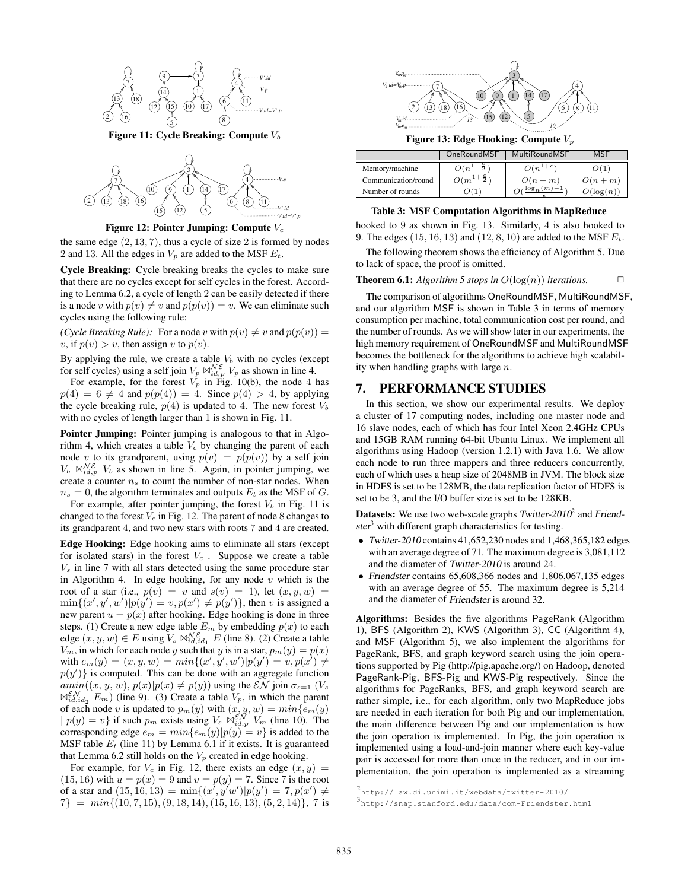Figure 11: Cycle Breaking: Compute $V_b$

Figure 12: Pointer Jumping: Compute $V_c$

the same edge $(2, 13, 7)$, thus a cycle of size 2 is formed by nodes 2 and 13. All the edges in $V_p$ are added to the MSF $E_t$.

**Cycle Breaking:** Cycle breaking breaks the cycles to make sure that there are no cycles except for self cycles in the forest. According to Lemma 6.2, a cycle of length 2 can be easily detected if there is a node $v$ with $p(v) \neq v$ and $p(p(v)) = v$. We can eliminate such cycles using the following rule:

*(Cycle Breaking Rule):* For a node $v$ with $p(v) \neq v$ and $p(p(v)) = v$, if $p(v) > v$, then assign $v$ to $p(v)$.

By applying the rule, we create a table $V_b$ with no cycles (except for self cycles) using a self join $V_p \bowtie^{\mathcal{NE}}_{id,p} V_p$ as shown in line 4.

For example, for the forest $V_p$ in Fig. 10(b), the node 4 has $p(4) = 6 \neq 4$ and $p(p(4)) = 4$. Since $p(4) > 4$, by applying the cycle breaking rule, $p(4)$ is updated to 4. The new forest $V_b$ with no cycles of length larger than 1 is shown in Fig. 11.

**Pointer Jumping:** Pointer jumping is analogous to that in Algorithm 4, which creates a table $V_c$ by changing the parent of each node $v$ to its grandparent, using $p(v) = p(p(v))$ by a self join $V_b \bowtie^{\mathcal{NE}}_{id,p} V_b$ as shown in line 5. Again, in pointer jumping, we create a counter $n_s$ to count the number of non-star nodes. When $n_s = 0$, the algorithm terminates and outputs $E_t$ as the MSF of $G$.

For example, after pointer jumping, the forest $V_b$ in Fig. 11 is changed to the forest $V_c$ in Fig. 12. The parent of node 8 changes to its grandparent 4, and two new stars with roots 7 and 4 are created.

**Edge Hooking:** Edge hooking aims to eliminate all stars (except for isolated stars) in the forest $V_c$ . Suppose we create a table $V_s$ in line 7 with all stars detected using the same procedure star in Algorithm 4. In edge hooking, for any node $v$ which is the root of a star (i.e., $p(v) = v$ and $s(v) = 1$), let $(x, y, w) = \min\{(x', y', w')|p(y') = v, p(x') \neq p(y')\}$, then $v$ is assigned a new parent $u = p(x)$ after hooking. Edge hooking is done in three steps. (1) Create a new edge table $E_m$ by embedding $p(x)$ to each edge $(x, y, w) \in E$ using $V_s \bowtie^{\mathcal{NE}}_{id,id_1} E$ (line 8). (2) Create a table $V_m$, in which for each node $y$ such that $y$ is in a star, $p_m(y) = p(x)$ with $e_m(y) = (x, y, w) = min\{(x', y', w')|p(y') = v, p(x') \neq p(y')\}$ is computed. This can be done with an aggregate function $amin((x, y, w), p(x)|p(x) \neq p(y))$ using the $\mathcal{EN}$ join $\sigma_{s=1}$ ($V_s \bowtie^{\mathcal{EN}}_{id,id_2} E_m$) (line 9). (3) Create a table $V_p$, in which the parent of each node $v$ is updated to $p_m(y)$ with $(x, y, w) = min\{e_m(y) \mid p(y) = v\}$ if such $p_m$ exists using $V_s \bowtie^{\mathcal{EN}}_{id,p} V_m$ (line 10). The corresponding edge $e_m = min\{e_m(y)|p(y) = v\}$ is added to the MSF table $E_t$ (line 11) by Lemma 6.1 if it exists. It is guaranteed that Lemma 6.2 still holds on the $V_p$ created in edge hooking.

For example, for $V_c$ in Fig. 12, there exists an edge $(x, y) = (15, 16)$ with $u = p(x) = 9$ and $v = p(y) = 7$. Since 7 is the root of a star and $(15, 16, 13) = \min\{(x', y'w')|p(y') = 7, p(x') \neq 7\} = min\{(10, 7, 15), (9, 18, 14), (15, 16, 13), (5, 2, 14)\}$, 7 is hooked to 9 as shown in Fig. 13. Similarly, 4 is also hooked to 9. The edges $(15, 16, 13)$ and $(12, 8, 10)$ are added to the MSF $E_t$.

Figure 13: Edge Hooking: Compute $V_p$

| | OneRoundMSF | MultiRoundMSF | MSF |
|---|---|---|---|
| Memory/machine | $O(n^{1+\frac{c}{2}})$ | $O(n^{1+\epsilon})$ | $O(1)$ |
| Communication/round | $O(m^{1+\frac{c}{2}})$ | $O(n+m)$ | $O(n+m)$ |
| Number of rounds | $O(1)$ | $O(\frac{\log_n(m)-1}{\epsilon})$ | $O(\log(n))$ |

**Table 3: MSF Computation Algorithms in MapReduce**

The following theorem shows the efficiency of Algorithm 5. Due to lack of space, the proof is omitted.

**Theorem 6.1:** *Algorithm 5 stops in $O(\log(n))$ iterations.* □

The comparison of algorithms OneRoundMSF, MultiRoundMSF, and our algorithm MSF is shown in Table 3 in terms of memory consumption per machine, total communication cost per round, and the number of rounds. As we will show later in our experiments, the high memory requirement of OneRoundMSF and MultiRoundMSF becomes the bottleneck for the algorithms to achieve high scalability when handling graphs with large $n$.

## 7. PERFORMANCE STUDIES

In this section, we show our experimental results. We deploy a cluster of 17 computing nodes, including one master node and 16 slave nodes, each of which has four Intel Xeon 2.4GHz CPUs and 15GB RAM running 64-bit Ubuntu Linux. We implement all algorithms using Hadoop (version 1.2.1) with Java 1.6. We allow each node to run three mappers and three reducers concurrently, each of which uses a heap size of 2048MB in JVM. The block size in HDFS is set to be 128MB, the data replication factor of HDFS is set to be 3, and the I/O buffer size is set to be 128KB.

**Datasets:** We use two web-scale graphs *Twitter-2010*[2] and *Friendster*[3] with different graph characteristics for testing.

- *Twitter-2010* contains 41,652,230 nodes and 1,468,365,182 edges with an average degree of 71. The maximum degree is 3,081,112 and the diameter of *Twitter-2010* is around 24.
- *Friendster* contains 65,608,366 nodes and 1,806,067,135 edges with an average degree of 55. The maximum degree is 5,214 and the diameter of *Friendster* is around 32.

**Algorithms:** Besides the five algorithms PageRank (Algorithm 1), BFS (Algorithm 2), KWS (Algorithm 3), CC (Algorithm 4), and MSF (Algorithm 5), we also implement the algorithms for PageRank, BFS, and graph keyword search using the join operations supported by Pig (http://pig.apache.org/) on Hadoop, denoted PageRank-Pig, BFS-Pig and KWS-Pig respectively. Since the algorithms for PageRanks, BFS, and graph keyword search are rather simple, i.e., for each algorithm, only two MapReduce jobs are needed in each iteration for both Pig and our implementation, the main difference between Pig and our implementation is how the join operation is implemented. In Pig, the join operation is implemented using a load-and-join manner where each key-value pair is accessed for more than once in the reducer, and in our implementation, the join operation is implemented as a streaming

[2] http://law.di.unimi.it/webdata/twitter-2010/

[3] http://snap.stanford.edu/data/com-Friendster.html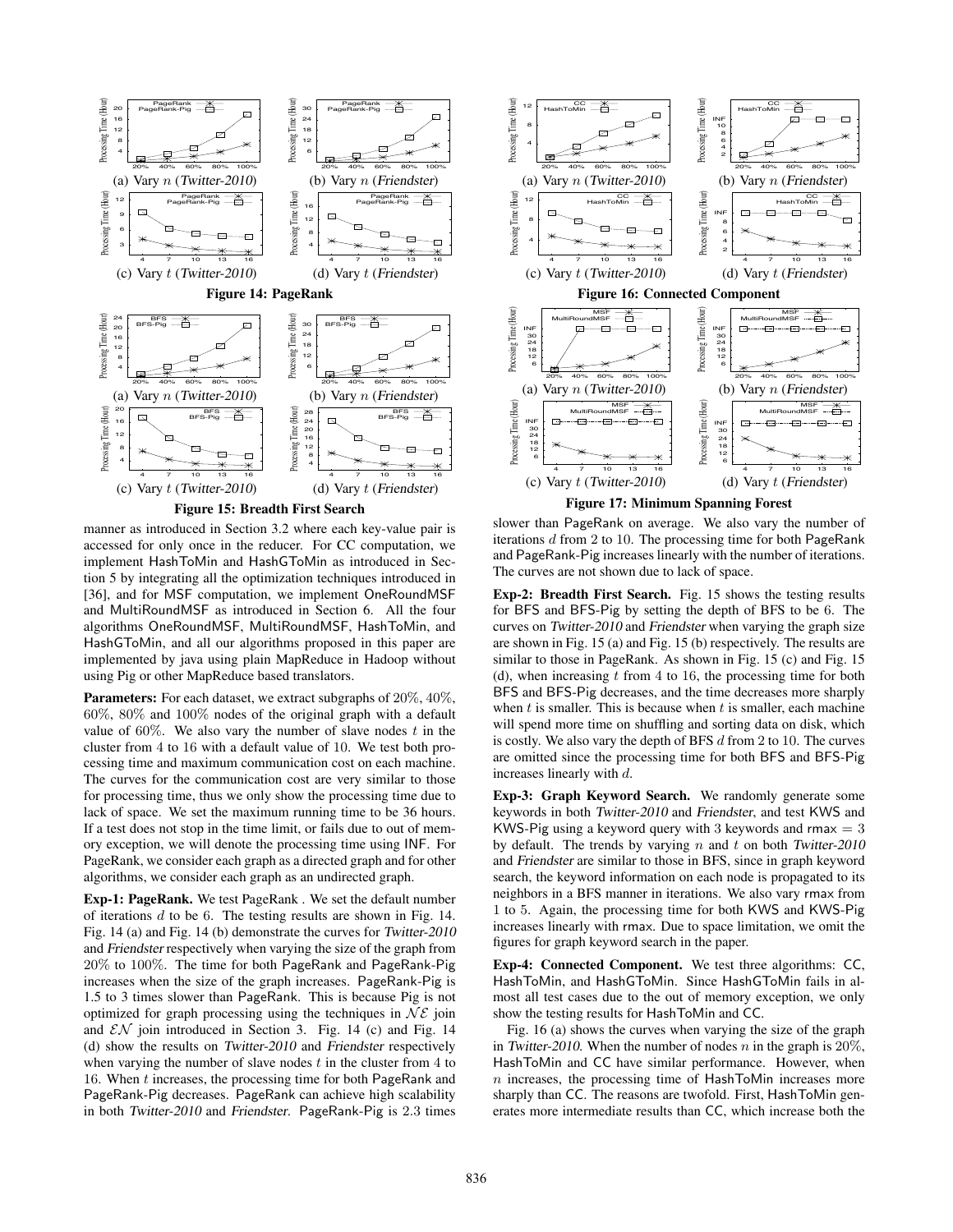Figure 14: PageRank

(a) Vary $n$ (*Twitter-2010*)

(b) Vary $n$ (*Friendster*)

(c) Vary $t$ (*Twitter-2010*)

(d) Vary $t$ (*Friendster*)

Figure 15: Breadth First Search

(a) Vary $n$ (*Twitter-2010*)

(b) Vary $n$ (*Friendster*)

(c) Vary $t$ (*Twitter-2010*)

(d) Vary $t$ (*Friendster*)

Figure 16: Connected Component

(a) Vary $n$ (*Twitter-2010*)

(b) Vary $n$ (*Friendster*)

(c) Vary $t$ (*Twitter-2010*)

(d) Vary $t$ (*Friendster*)

Figure 17: Minimum Spanning Forest

(a) Vary $n$ (*Twitter-2010*)

(b) Vary $n$ (*Friendster*)

(c) Vary $t$ (*Twitter-2010*)

(d) Vary $t$ (*Friendster*)

manner as introduced in Section 3.2 where each key-value pair is accessed for only once in the reducer. For CC computation, we implement HashToMin and HashGToMin as introduced in Section 5 by integrating all the optimization techniques introduced in [36], and for MSF computation, we implement OneRoundMSF and MultiRoundMSF as introduced in Section 6. All the four algorithms OneRoundMSF, MultiRoundMSF, HashToMin, and HashGToMin, and all our algorithms proposed in this paper are implemented by java using plain MapReduce in Hadoop without using Pig or other MapReduce based translators.

**Parameters:** For each dataset, we extract subgraphs of 20%, 40%, 60%, 80% and 100% nodes of the original graph with a default value of 60%. We also vary the number of slave nodes $t$ in the cluster from 4 to 16 with a default value of 10. We test both processing time and maximum communication cost on each machine. The curves for the communication cost are very similar to those for processing time, thus we only show the processing time due to lack of space. We set the maximum running time to be 36 hours. If a test does not stop in the time limit, or fails due to out of memory exception, we will denote the processing time using INF. For PageRank, we consider each graph as a directed graph and for other algorithms, we consider each graph as an undirected graph.

**Exp-1: PageRank.** We test PageRank . We set the default number of iterations $d$ to be 6. The testing results are shown in Fig. 14. Fig. 14 (a) and Fig. 14 (b) demonstrate the curves for *Twitter-2010* and *Friendster* respectively when varying the size of the graph from 20% to 100%. The time for both PageRank and PageRank-Pig increases when the size of the graph increases. PageRank-Pig is 1.5 to 3 times slower than PageRank. This is because Pig is not optimized for graph processing using the techniques in $\mathcal{NE}$ join and $\mathcal{EN}$ join introduced in Section 3. Fig. 14 (c) and Fig. 14 (d) show the results on *Twitter-2010* and *Friendster* respectively when varying the number of slave nodes $t$ in the cluster from 4 to 16. When $t$ increases, the processing time for both PageRank and PageRank-Pig decreases. PageRank can achieve high scalability in both *Twitter-2010* and *Friendster*. PageRank-Pig is 2.3 times slower than PageRank on average. We also vary the number of iterations $d$ from 2 to 10. The processing time for both PageRank and PageRank-Pig increases linearly with the number of iterations. The curves are not shown due to lack of space.

**Exp-2: Breadth First Search.** Fig. 15 shows the testing results for BFS and BFS-Pig by setting the depth of BFS to be 6. The curves on *Twitter-2010* and *Friendster* when varying the graph size are shown in Fig. 15 (a) and Fig. 15 (b) respectively. The results are similar to those in PageRank. As shown in Fig. 15 (c) and Fig. 15 (d), when increasing $t$ from 4 to 16, the processing time for both BFS and BFS-Pig decreases, and the time decreases more sharply when $t$ is smaller. This is because when $t$ is smaller, each machine will spend more time on shuffling and sorting data on disk, which is costly. We also vary the depth of BFS $d$ from 2 to 10. The curves are omitted since the processing time for both BFS and BFS-Pig increases linearly with $d$.

**Exp-3: Graph Keyword Search.** We randomly generate some keywords in both *Twitter-2010* and *Friendster*, and test KWS and KWS-Pig using a keyword query with 3 keywords and $\mathsf{rmax} = 3$ by default. The trends by varying $n$ and $t$ on both *Twitter-2010* and *Friendster* are similar to those in BFS, since in graph keyword search, the keyword information on each node is propagated to its neighbors in a BFS manner in iterations. We also vary rmax from 1 to 5. Again, the processing time for both KWS and KWS-Pig increases linearly with rmax. Due to space limitation, we omit the figures for graph keyword search in the paper.

**Exp-4: Connected Component.** We test three algorithms: CC, HashToMin, and HashGToMin. Since HashGToMin fails in almost all test cases due to the out of memory exception, we only show the testing results for HashToMin and CC.

Fig. 16 (a) shows the curves when varying the size of the graph in *Twitter-2010*. When the number of nodes $n$ in the graph is 20%, HashToMin and CC have similar performance. However, when $n$ increases, the processing time of HashToMin increases more sharply than CC. The reasons are twofold. First, HashToMin generates more intermediate results than CC, which increase both the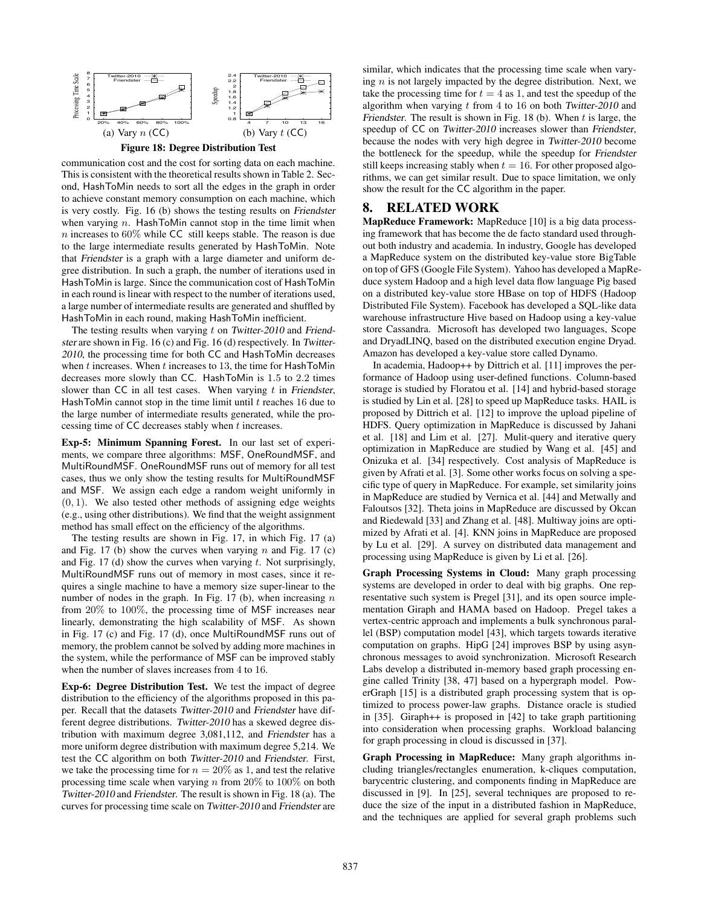(a) Vary $n$ (CC)

(b) Vary $t$ (CC)

**Figure 18: Degree Distribution Test**

communication cost and the cost for sorting data on each machine. This is consistent with the theoretical results shown in Table 2. Second, HashToMin needs to sort all the edges in the graph in order to achieve constant memory consumption on each machine, which is very costly. Fig. 16 (b) shows the testing results on *Friendster* when varying $n$. HashToMin cannot stop in the time limit when $n$ increases to 60% while CC still keeps stable. The reason is due to the large intermediate results generated by HashToMin. Note that *Friendster* is a graph with a large diameter and uniform degree distribution. In such a graph, the number of iterations used in HashToMin is large. Since the communication cost of HashToMin in each round is linear with respect to the number of iterations used, a large number of intermediate results are generated and shuffled by HashToMin in each round, making HashToMin inefficient.

The testing results when varying $t$ on *Twitter-2010* and *Friendster* are shown in Fig. 16 (c) and Fig. 16 (d) respectively. In *Twitter-2010*, the processing time for both CC and HashToMin decreases when $t$ increases. When $t$ increases to 13, the time for HashToMin decreases more slowly than CC. HashToMin is 1.5 to 2.2 times slower than CC in all test cases. When varying $t$ in *Friendster*, HashToMin cannot stop in the time limit until $t$ reaches 16 due to the large number of intermediate results generated, while the processing time of CC decreases stably when $t$ increases.

**Exp-5: Minimum Spanning Forest.** In our last set of experiments, we compare three algorithms: MSF, OneRoundMSF, and MultiRoundMSF. OneRoundMSF runs out of memory for all test cases, thus we only show the testing results for MultiRoundMSF and MSF. We assign each edge a random weight uniformly in $(0, 1)$. We also tested other methods of assigning edge weights (e.g., using other distributions). We find that the weight assignment method has small effect on the efficiency of the algorithms.

The testing results are shown in Fig. 17, in which Fig. 17 (a) and Fig. 17 (b) show the curves when varying $n$ and Fig. 17 (c) and Fig. 17 (d) show the curves when varying $t$. Not surprisingly, MultiRoundMSF runs out of memory in most cases, since it requires a single machine to have a memory size super-linear to the number of nodes in the graph. In Fig. 17 (b), when increasing $n$ from 20% to 100%, the processing time of MSF increases near linearly, demonstrating the high scalability of MSF. As shown in Fig. 17 (c) and Fig. 17 (d), once MultiRoundMSF runs out of memory, the problem cannot be solved by adding more machines in the system, while the performance of MSF can be improved stably when the number of slaves increases from 4 to 16.

**Exp-6: Degree Distribution Test.** We test the impact of degree distribution to the efficiency of the algorithms proposed in this paper. Recall that the datasets *Twitter-2010* and *Friendster* have different degree distributions. *Twitter-2010* has a skewed degree distribution with maximum degree 3,081,112, and *Friendster* has a more uniform degree distribution with maximum degree 5,214. We test the CC algorithm on both *Twitter-2010* and *Friendster*. First, we take the processing time for $n = 20\%$ as 1, and test the relative processing time scale when varying $n$ from 20% to 100% on both *Twitter-2010* and *Friendster*. The result is shown in Fig. 18 (a). The curves for processing time scale on *Twitter-2010* and *Friendster* are similar, which indicates that the processing time scale when varying $n$ is not largely impacted by the degree distribution. Next, we take the processing time for $t = 4$ as 1, and test the speedup of the algorithm when varying $t$ from 4 to 16 on both *Twitter-2010* and *Friendster*. The result is shown in Fig. 18 (b). When $t$ is large, the speedup of CC on *Twitter-2010* increases slower than *Friendster*, because the nodes with very high degree in *Twitter-2010* become the bottleneck for the speedup, while the speedup for *Friendster* still keeps increasing stably when $t = 16$. For other proposed algorithms, we can get similar result. Due to space limitation, we only show the result for the CC algorithm in the paper.

## 8. RELATED WORK

**MapReduce Framework:** MapReduce [10] is a big data processing framework that has become the de facto standard used throughout both industry and academia. In industry, Google has developed a MapReduce system on the distributed key-value store BigTable on top of GFS (Google File System). Yahoo has developed a MapReduce system Hadoop and a high level data flow language Pig based on a distributed key-value store HBase on top of HDFS (Hadoop Distributed File System). Facebook has developed a SQL-like data warehouse infrastructure Hive based on Hadoop using a key-value store Cassandra. Microsoft has developed two languages, Scope and DryadLINQ, based on the distributed execution engine Dryad. Amazon has developed a key-value store called Dynamo.

In academia, Hadoop++ by Dittrich et al. [11] improves the performance of Hadoop using user-defined functions. Column-based storage is studied by Floratou et al. [14] and hybrid-based storage is studied by Lin et al. [28] to speed up MapReduce tasks. HAIL is proposed by Dittrich et al. [12] to improve the upload pipeline of HDFS. Query optimization in MapReduce is discussed by Jahani et al. [18] and Lim et al. [27]. Mulit-query and iterative query optimization in MapReduce are studied by Wang et al. [45] and Onizuka et al. [34] respectively. Cost analysis of MapReduce is given by Afrati et al. [3]. Some other works focus on solving a specific type of query in MapReduce. For example, set similarity joins in MapReduce are studied by Vernica et al. [44] and Metwally and Faloutsos [32]. Theta joins in MapReduce are discussed by Okcan and Riedewald [33] and Zhang et al. [48]. Multiway joins are optimized by Afrati et al. [4]. KNN joins in MapReduce are proposed by Lu et al. [29]. A survey on distributed data management and processing using MapReduce is given by Li et al. [26].

**Graph Processing Systems in Cloud:** Many graph processing systems are developed in order to deal with big graphs. One representative such system is Pregel [31], and its open source implementation Giraph and HAMA based on Hadoop. Pregel takes a vertex-centric approach and implements a bulk synchronous parallel (BSP) computation model [43], which targets towards iterative computation on graphs. HipG [24] improves BSP by using asynchronous messages to avoid synchronization. Microsoft Research Labs develop a distributed in-memory based graph processing engine called Trinity [38, 47] based on a hypergraph model. PowerGraph [15] is a distributed graph processing system that is optimized to process power-law graphs. Distance oracle is studied in [35]. Giraph++ is proposed in [42] to take graph partitioning into consideration when processing graphs. Workload balancing for graph processing in cloud is discussed in [37].

**Graph Processing in MapReduce:** Many graph algorithms including triangles/rectangles enumeration, k-cliques computation, barycentric clustering, and components finding in MapReduce are discussed in [9]. In [25], several techniques are proposed to reduce the size of the input in a distributed fashion in MapReduce, and the techniques are applied for several graph problems such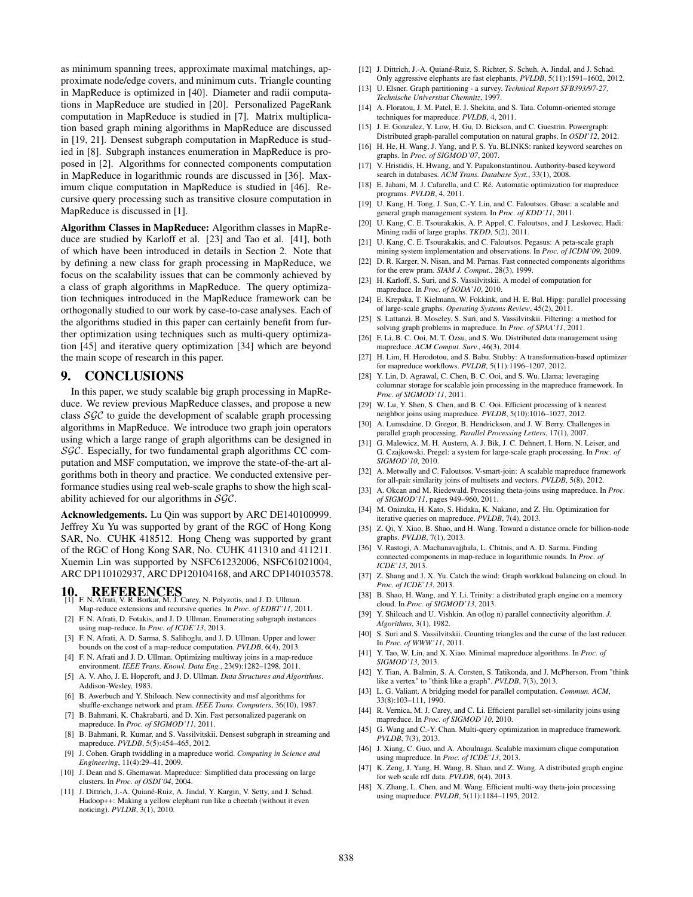as minimum spanning trees, approximate maximal matchings, approximate node/edge covers, and minimum cuts. Triangle counting in MapReduce is optimized in [40]. Diameter and radii computations in MapReduce are studied in [20]. Personalized PageRank computation in MapReduce is studied in [7]. Matrix multiplication based graph mining algorithms in MapReduce are discussed in [19, 21]. Densest subgraph computation in MapReduce is studied in [8]. Subgraph instances enumeration in MapReduce is proposed in [2]. Algorithms for connected components computation in MapReduce in logarithmic rounds are discussed in [36]. Maximum clique computation in MapReduce is studied in [46]. Recursive query processing such as transitive closure computation in MapReduce is discussed in [1].

**Algorithm Classes in MapReduce:** Algorithm classes in MapReduce are studied by Karloff et al. [23] and Tao et al. [41], both of which have been introduced in details in Section 2. Note that by defining a new class for graph processing in MapReduce, we focus on the scalability issues that can be commonly achieved by a class of graph algorithms in MapReduce. The query optimization techniques introduced in the MapReduce framework can be orthogonally studied to our work by case-to-case analyses. Each of the algorithms studied in this paper can certainly benefit from further optimization using techniques such as multi-query optimization [45] and iterative query optimization [34] which are beyond the main scope of research in this paper.

## 9. CONCLUSIONS

In this paper, we study scalable big graph processing in MapReduce. We review previous MapReduce classes, and propose a new class $\mathcal{SGC}$ to guide the development of scalable graph processing algorithms in MapReduce. We introduce two graph join operators using which a large range of graph algorithms can be designed in $\mathcal{SGC}$. Especially, for two fundamental graph algorithms CC computation and MSF computation, we improve the state-of-the-art algorithms both in theory and practice. We conducted extensive performance studies using real web-scale graphs to show the high scalability achieved for our algorithms in $\mathcal{SGC}$.

**Acknowledgements.** Lu Qin was support by ARC DE140100999. Jeffrey Xu Yu was supported by grant of the RGC of Hong Kong SAR, No. CUHK 418512. Hong Cheng was supported by grant of the RGC of Hong Kong SAR, No. CUHK 411310 and 411211. Xuemin Lin was supported by NSFC61232006, NSFC61021004, ARC DP110102937, ARC DP120104168, and ARC DP140103578.

## 10. REFERENCES

[1] F. N. Afrati, V. R. Borkar, M. J. Carey, N. Polyzotis, and J. D. Ullman. Map-reduce extensions and recursive queries. In *Proc. of EDBT'11*, 2011.

[2] F. N. Afrati, D. Fotakis, and J. D. Ullman. Enumerating subgraph instances using map-reduce. In *Proc. of ICDE'13*, 2013.

[3] F. N. Afrati, A. D. Sarma, S. Salihoglu, and J. D. Ullman. Upper and lower bounds on the cost of a map-reduce computation. *PVLDB*, 6(4), 2013.

[4] F. N. Afrati and J. D. Ullman. Optimizing multiway joins in a map-reduce environment. *IEEE Trans. Knowl. Data Eng.*, 23(9):1282–1298, 2011.

[5] A. V. Aho, J. E. Hopcroft, and J. D. Ullman. *Data Structures and Algorithms*. Addison-Wesley, 1983.

[6] B. Awerbuch and Y. Shiloach. New connectivity and msf algorithms for shuffle-exchange network and pram. *IEEE Trans. Computers*, 36(10), 1987.

[7] B. Bahmani, K. Chakrabarti, and D. Xin. Fast personalized pagerank on mapreduce. In *Proc. of SIGMOD'11*, 2011.

[8] B. Bahmani, R. Kumar, and S. Vassilvitskii. Densest subgraph in streaming and mapreduce. *PVLDB*, 5(5):454–465, 2012.

[9] J. Cohen. Graph twiddling in a mapreduce world. *Computing in Science and Engineering*, 11(4):29–41, 2009.

[10] J. Dean and S. Ghemawat. Mapreduce: Simplified data processing on large clusters. In *Proc. of OSDI'04*, 2004.

[11] J. Dittrich, J.-A. Quiané-Ruiz, A. Jindal, Y. Kargin, V. Setty, and J. Schad. Hadoop++: Making a yellow elephant run like a cheetah (without it even noticing). *PVLDB*, 3(1), 2010.

[12] J. Dittrich, J.-A. Quiané-Ruiz, S. Richter, S. Schuh, A. Jindal, and J. Schad. Only aggressive elephants are fast elephants. *PVLDB*, 5(11):1591–1602, 2012.

[13] U. Elsner. Graph partitioning - a survey. *Technical Report SFB393/97-27, Technische Universitat Chemnitz*, 1997.

[14] A. Floratou, J. M. Patel, E. J. Shekita, and S. Tata. Column-oriented storage techniques for mapreduce. *PVLDB*, 4, 2011.

[15] J. E. Gonzalez, Y. Low, H. Gu, D. Bickson, and C. Guestrin. Powergraph: Distributed graph-parallel computation on natural graphs. In *OSDI'12*, 2012.

[16] H. He, H. Wang, J. Yang, and P. S. Yu. BLINKS: ranked keyword searches on graphs. In *Proc. of SIGMOD'07*, 2007.

[17] V. Hristidis, H. Hwang, and Y. Papakonstantinou. Authority-based keyword search in databases. *ACM Trans. Database Syst.*, 33(1), 2008.

[18] E. Jahani, M. J. Cafarella, and C. Ré. Automatic optimization for mapreduce programs. *PVLDB*, 4, 2011.

[19] U. Kang, H. Tong, J. Sun, C.-Y. Lin, and C. Faloutsos. Gbase: a scalable and general graph management system. In *Proc. of KDD'11*, 2011.

[20] U. Kang, C. E. Tsourakakis, A. P. Appel, C. Faloutsos, and J. Leskovec. Hadi: Mining radii of large graphs. *TKDD*, 5(2), 2011.

[21] U. Kang, C. E. Tsourakakis, and C. Faloutsos. Pegasus: A peta-scale graph mining system implementation and observations. In *Proc. of ICDM'09*, 2009.

[22] D. R. Karger, N. Nisan, and M. Parnas. Fast connected components algorithms for the erew pram. *SIAM J. Comput.*, 28(3), 1999.

[23] H. Karloff, S. Suri, and S. Vassilvitskii. A model of computation for mapreduce. In *Proc. of SODA'10*, 2010.

[24] E. Krepska, T. Kielmann, W. Fokkink, and H. E. Bal. Hipg: parallel processing of large-scale graphs. *Operating Systems Review*, 45(2), 2011.

[25] S. Lattanzi, B. Moseley, S. Suri, and S. Vassilvitskii. Filtering: a method for solving graph problems in mapreduce. In *Proc. of SPAA'11*, 2011.

[26] F. Li, B. C. Ooi, M. T. Özsu, and S. Wu. Distributed data management using mapreduce. *ACM Comput. Surv.*, 46(3), 2014.

[27] H. Lim, H. Herodotou, and S. Babu. Stubby: A transformation-based optimizer for mapreduce workflows. *PVLDB*, 5(11):1196–1207, 2012.

[28] Y. Lin, D. Agrawal, C. Chen, B. C. Ooi, and S. Wu. Llama: leveraging columnar storage for scalable join processing in the mapreduce framework. In *Proc. of SIGMOD'11*, 2011.

[29] W. Lu, Y. Shen, S. Chen, and B. C. Ooi. Efficient processing of k nearest neighbor joins using mapreduce. *PVLDB*, 5(10):1016–1027, 2012.

[30] A. Lumsdaine, D. Gregor, B. Hendrickson, and J. W. Berry. Challenges in parallel graph processing. *Parallel Processing Letters*, 17(1), 2007.

[31] G. Malewicz, M. H. Austern, A. J. Bik, J. C. Dehnert, I. Horn, N. Leiser, and G. Czajkowski. Pregel: a system for large-scale graph processing. In *Proc. of SIGMOD'10*, 2010.

[32] A. Metwally and C. Faloutsos. V-smart-join: A scalable mapreduce framework for all-pair similarity joins of multisets and vectors. *PVLDB*, 5(8), 2012.

[33] A. Okcan and M. Riedewald. Processing theta-joins using mapreduce. In *Proc. of SIGMOD'11*, pages 949–960, 2011.

[34] M. Onizuka, H. Kato, S. Hidaka, K. Nakano, and Z. Hu. Optimization for iterative queries on mapreduce. *PVLDB*, 7(4), 2013.

[35] Z. Qi, Y. Xiao, B. Shao, and H. Wang. Toward a distance oracle for billion-node graphs. *PVLDB*, 7(1), 2013.

[36] V. Rastogi, A. Machanavajjhala, L. Chitnis, and A. D. Sarma. Finding connected components in map-reduce in logarithmic rounds. In *Proc. of ICDE'13*, 2013.

[37] Z. Shang and J. X. Yu. Catch the wind: Graph workload balancing on cloud. In *Proc. of ICDE'13*, 2013.

[38] B. Shao, H. Wang, and Y. Li. Trinity: a distributed graph engine on a memory cloud. In *Proc. of SIGMOD'13*, 2013.

[39] Y. Shiloach and U. Vishkin. An o(log n) parallel connectivity algorithm. *J. Algorithms*, 3(1), 1982.

[40] S. Suri and S. Vassilvitskii. Counting triangles and the curse of the last reducer. In *Proc. of WWW'11*, 2011.

[41] Y. Tao, W. Lin, and X. Xiao. Minimal mapreduce algorithms. In *Proc. of SIGMOD'13*, 2013.

[42] Y. Tian, A. Balmin, S. A. Corsten, S. Tatikonda, and J. McPherson. From "think like a vertex" to "think like a graph". *PVLDB*, 7(3), 2013.

[43] L. G. Valiant. A bridging model for parallel computation. *Commun. ACM*, 33(8):103–111, 1990.

[44] R. Vernica, M. J. Carey, and C. Li. Efficient parallel set-similarity joins using mapreduce. In *Proc. of SIGMOD'10*, 2010.

[45] G. Wang and C.-Y. Chan. Multi-query optimization in mapreduce framework. *PVLDB*, 7(3), 2013.

[46] J. Xiang, C. Guo, and A. Aboulnaga. Scalable maximum clique computation using mapreduce. In *Proc. of ICDE'13*, 2013.

[47] K. Zeng, J. Yang, H. Wang, B. Shao, and Z. Wang. A distributed graph engine for web scale rdf data. *PVLDB*, 6(4), 2013.

[48] X. Zhang, L. Chen, and M. Wang. Efficient multi-way theta-join processing using mapreduce. *PVLDB*, 5(11):1184–1195, 2012.